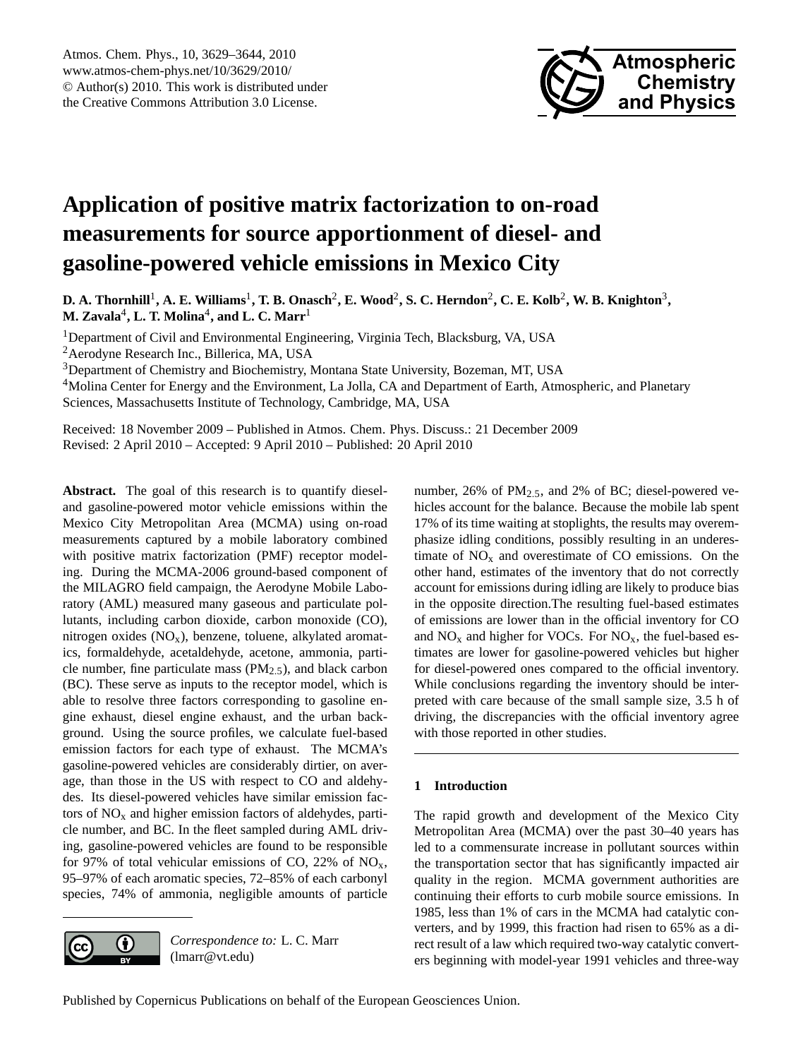# Application of positive matrix factorization to on-road measurements for source apportionment of diesel- and gasoline-powered vehicle emissions in Mexico City

**D. A. Thornhill[1], A. E. Williams[1], T. B. Onasch[2], E. Wood[2], S. C. Herndon[2], C. E. Kolb[2], W. B. Knighton[3], M. Zavala[4], L. T. Molina[4], and L. C. Marr[1]**

[1]Department of Civil and Environmental Engineering, Virginia Tech, Blacksburg, VA, USA

[2]Aerodyne Research Inc., Billerica, MA, USA

[3]Department of Chemistry and Biochemistry, Montana State University, Bozeman, MT, USA

[4]Molina Center for Energy and the Environment, La Jolla, CA and Department of Earth, Atmospheric, and Planetary Sciences, Massachusetts Institute of Technology, Cambridge, MA, USA

Received: 18 November 2009 – Published in Atmos. Chem. Phys. Discuss.: 21 December 2009

Revised: 2 April 2010 – Accepted: 9 April 2010 – Published: 20 April 2010

**Abstract.** The goal of this research is to quantify diesel- and gasoline-powered motor vehicle emissions within the Mexico City Metropolitan Area (MCMA) using on-road measurements captured by a mobile laboratory combined with positive matrix factorization (PMF) receptor modeling. During the MCMA-2006 ground-based component of the MILAGRO field campaign, the Aerodyne Mobile Laboratory (AML) measured many gaseous and particulate pollutants, including carbon dioxide, carbon monoxide (CO), nitrogen oxides ($NO_x$), benzene, toluene, alkylated aromatics, formaldehyde, acetaldehyde, acetone, ammonia, particle number, fine particulate mass ($PM_{2.5}$), and black carbon (BC). These serve as inputs to the receptor model, which is able to resolve three factors corresponding to gasoline engine exhaust, diesel engine exhaust, and the urban background. Using the source profiles, we calculate fuel-based emission factors for each type of exhaust. The MCMA's gasoline-powered vehicles are considerably dirtier, on average, than those in the US with respect to CO and aldehydes. Its diesel-powered vehicles have similar emission factors of $NO_x$ and higher emission factors of aldehydes, particle number, and BC. In the fleet sampled during AML driving, gasoline-powered vehicles are found to be responsible for 97% of total vehicular emissions of CO, 22% of $NO_x$, 95–97% of each aromatic species, 72–85% of each carbonyl species, 74% of ammonia, negligible amounts of particle number, 26% of $PM_{2.5}$, and 2% of BC; diesel-powered vehicles account for the balance. Because the mobile lab spent 17% of its time waiting at stoplights, the results may overemphasize idling conditions, possibly resulting in an underestimate of $NO_x$ and overestimate of CO emissions. On the other hand, estimates of the inventory that do not correctly account for emissions during idling are likely to produce bias in the opposite direction.The resulting fuel-based estimates of emissions are lower than in the official inventory for CO and $NO_x$ and higher for VOCs. For $NO_x$, the fuel-based estimates are lower for gasoline-powered vehicles but higher for diesel-powered ones compared to the official inventory. While conclusions regarding the inventory should be interpreted with care because of the small sample size, 3.5 h of driving, the discrepancies with the official inventory agree with those reported in other studies.

## 1 Introduction

The rapid growth and development of the Mexico City Metropolitan Area (MCMA) over the past 30–40 years has led to a commensurate increase in pollutant sources within the transportation sector that has significantly impacted air quality in the region. MCMA government authorities are continuing their efforts to curb mobile source emissions. In 1985, less than 1% of cars in the MCMA had catalytic converters, and by 1999, this fraction had risen to 65% as a direct result of a law which required two-way catalytic converters beginning with model-year 1991 vehicles and three-way

*Correspondence to:* L. C. Marr (lmarr@vt.edu)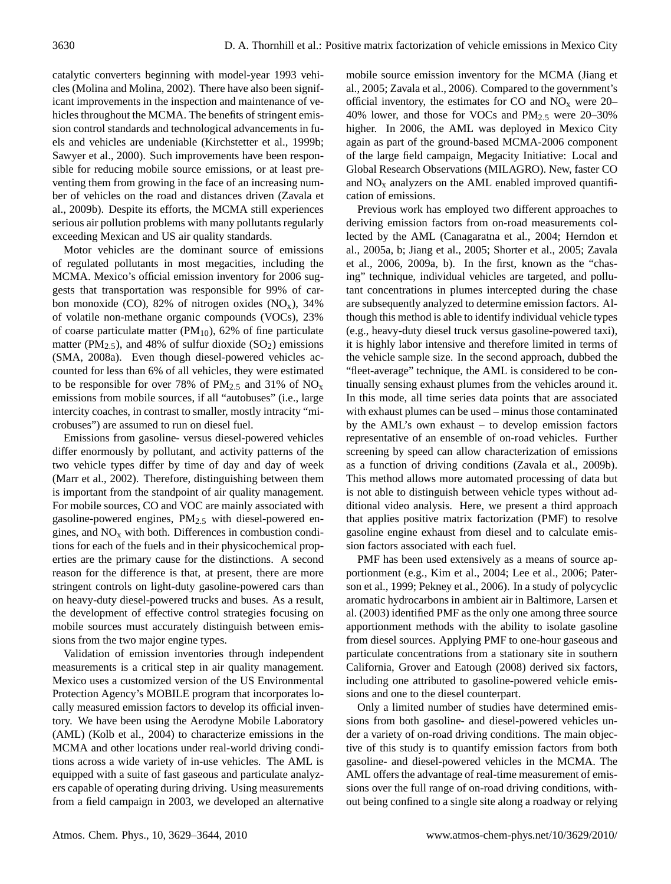catalytic converters beginning with model-year 1993 vehicles (Molina and Molina, 2002). There have also been significant improvements in the inspection and maintenance of vehicles throughout the MCMA. The benefits of stringent emission control standards and technological advancements in fuels and vehicles are undeniable (Kirchstetter et al., 1999b; Sawyer et al., 2000). Such improvements have been responsible for reducing mobile source emissions, or at least preventing them from growing in the face of an increasing number of vehicles on the road and distances driven (Zavala et al., 2009b). Despite its efforts, the MCMA still experiences serious air pollution problems with many pollutants regularly exceeding Mexican and US air quality standards.

Motor vehicles are the dominant source of emissions of regulated pollutants in most megacities, including the MCMA. Mexico's official emission inventory for 2006 suggests that transportation was responsible for 99% of carbon monoxide (CO), 82% of nitrogen oxides ($NO_x$), 34% of volatile non-methane organic compounds (VOCs), 23% of coarse particulate matter ($PM_{10}$), 62% of fine particulate matter ($PM_{2.5}$), and 48% of sulfur dioxide ($SO_2$) emissions (SMA, 2008a). Even though diesel-powered vehicles accounted for less than 6% of all vehicles, they were estimated to be responsible for over 78% of $PM_{2.5}$ and 31% of $NO_x$ emissions from mobile sources, if all "autobuses" (i.e., large intercity coaches, in contrast to smaller, mostly intracity "microbuses") are assumed to run on diesel fuel.

Emissions from gasoline- versus diesel-powered vehicles differ enormously by pollutant, and activity patterns of the two vehicle types differ by time of day and day of week (Marr et al., 2002). Therefore, distinguishing between them is important from the standpoint of air quality management. For mobile sources, CO and VOC are mainly associated with gasoline-powered engines, $PM_{2.5}$ with diesel-powered engines, and $NO_x$ with both. Differences in combustion conditions for each of the fuels and in their physicochemical properties are the primary cause for the distinctions. A second reason for the difference is that, at present, there are more stringent controls on light-duty gasoline-powered cars than on heavy-duty diesel-powered trucks and buses. As a result, the development of effective control strategies focusing on mobile sources must accurately distinguish between emissions from the two major engine types.

Validation of emission inventories through independent measurements is a critical step in air quality management. Mexico uses a customized version of the US Environmental Protection Agency's MOBILE program that incorporates locally measured emission factors to develop its official inventory. We have been using the Aerodyne Mobile Laboratory (AML) (Kolb et al., 2004) to characterize emissions in the MCMA and other locations under real-world driving conditions across a wide variety of in-use vehicles. The AML is equipped with a suite of fast gaseous and particulate analyzers capable of operating during driving. Using measurements from a field campaign in 2003, we developed an alternative mobile source emission inventory for the MCMA (Jiang et al., 2005; Zavala et al., 2006). Compared to the government's official inventory, the estimates for CO and $NO_x$ were 20–40% lower, and those for VOCs and $PM_{2.5}$ were 20–30% higher. In 2006, the AML was deployed in Mexico City again as part of the ground-based MCMA-2006 component of the large field campaign, Megacity Initiative: Local and Global Research Observations (MILAGRO). New, faster CO and $NO_x$ analyzers on the AML enabled improved quantification of emissions.

Previous work has employed two different approaches to deriving emission factors from on-road measurements collected by the AML (Canagaratna et al., 2004; Herndon et al., 2005a, b; Jiang et al., 2005; Shorter et al., 2005; Zavala et al., 2006, 2009a, b). In the first, known as the "chasing" technique, individual vehicles are targeted, and pollutant concentrations in plumes intercepted during the chase are subsequently analyzed to determine emission factors. Although this method is able to identify individual vehicle types (e.g., heavy-duty diesel truck versus gasoline-powered taxi), it is highly labor intensive and therefore limited in terms of the vehicle sample size. In the second approach, dubbed the "fleet-average" technique, the AML is considered to be continually sensing exhaust plumes from the vehicles around it. In this mode, all time series data points that are associated with exhaust plumes can be used – minus those contaminated by the AML's own exhaust – to develop emission factors representative of an ensemble of on-road vehicles. Further screening by speed can allow characterization of emissions as a function of driving conditions (Zavala et al., 2009b). This method allows more automated processing of data but is not able to distinguish between vehicle types without additional video analysis. Here, we present a third approach that applies positive matrix factorization (PMF) to resolve gasoline engine exhaust from diesel and to calculate emission factors associated with each fuel.

PMF has been used extensively as a means of source apportionment (e.g., Kim et al., 2004; Lee et al., 2006; Paterson et al., 1999; Pekney et al., 2006). In a study of polycyclic aromatic hydrocarbons in ambient air in Baltimore, Larsen et al. (2003) identified PMF as the only one among three source apportionment methods with the ability to isolate gasoline from diesel sources. Applying PMF to one-hour gaseous and particulate concentrations from a stationary site in southern California, Grover and Eatough (2008) derived six factors, including one attributed to gasoline-powered vehicle emissions and one to the diesel counterpart.

Only a limited number of studies have determined emissions from both gasoline- and diesel-powered vehicles under a variety of on-road driving conditions. The main objective of this study is to quantify emission factors from both gasoline- and diesel-powered vehicles in the MCMA. The AML offers the advantage of real-time measurement of emissions over the full range of on-road driving conditions, without being confined to a single site along a roadway or relying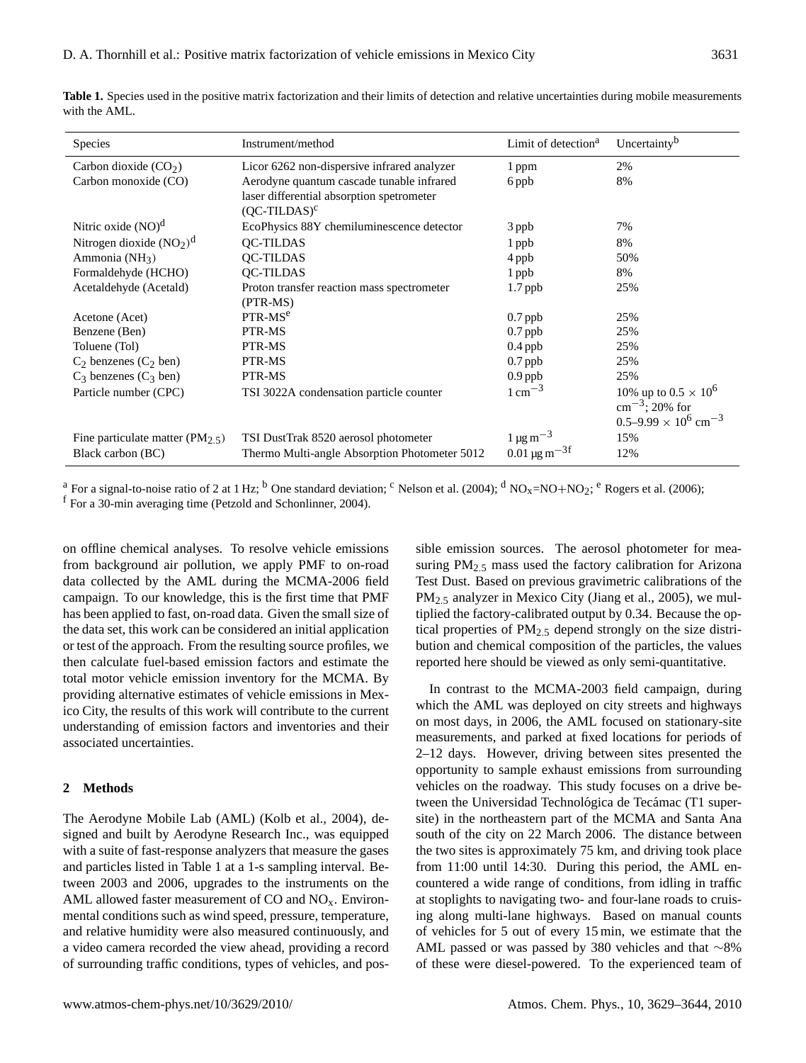**Table 1.** Species used in the positive matrix factorization and their limits of detection and relative uncertainties during mobile measurements with the AML.

| Species | Instrument/method | Limit of detection[a] | Uncertainty[b] |
|---|---|---|---|
| Carbon dioxide ($CO_2$) | Licor 6262 non-dispersive infrared analyzer | 1 ppm | 2% |
| Carbon monoxide (CO) | Aerodyne quantum cascade tunable infrared laser differential absorption spectrometer (QC-TILDAS)[c] | 6 ppb | 8% |
| Nitric oxide (NO)[d] | EcoPhysics 88Y chemiluminescence detector | 3 ppb | 7% |
| Nitrogen dioxide ($NO_2$)[d] | QC-TILDAS | 1 ppb | 8% |
| Ammonia ($NH_3$) | QC-TILDAS | 4 ppb | 50% |
| Formaldehyde (HCHO) | QC-TILDAS | 1 ppb | 8% |
| Acetaldehyde (Acetald) | Proton transfer reaction mass spectrometer (PTR-MS) | 1.7 ppb | 25% |
| Acetone (Acet) | PTR-MS[e] | 0.7 ppb | 25% |
| Benzene (Ben) | PTR-MS | 0.7 ppb | 25% |
| Toluene (Tol) | PTR-MS | 0.4 ppb | 25% |
| $C_2$ benzenes ($C_2$ ben) | PTR-MS | 0.7 ppb | 25% |
| $C_3$ benzenes ($C_3$ ben) | PTR-MS | 0.9 ppb | 25% |
| Particle number (CPC) | TSI 3022A condensation particle counter | $1\ \mathrm{cm^{-3}}$ | 10% up to $0.5 \times 10^6\ \mathrm{cm^{-3}}$; 20% for $0.5$–$9.99 \times 10^6\ \mathrm{cm^{-3}}$ |
| Fine particulate matter ($PM_{2.5}$) | TSI DustTrak 8520 aerosol photometer | $1\ \mathrm{\mu g\,m^{-3}}$ | 15% |
| Black carbon (BC) | Thermo Multi-angle Absorption Photometer 5012 | $0.01\ \mathrm{\mu g\,m^{-3}}$[f] | 12% |

[a] For a signal-to-noise ratio of 2 at 1 Hz; [b] One standard deviation; [c] Nelson et al. (2004); [d] $NO_x$=NO+$NO_2$; [e] Rogers et al. (2006); [f] For a 30-min averaging time (Petzold and Schonlinner, 2004).

on offline chemical analyses. To resolve vehicle emissions from background air pollution, we apply PMF to on-road data collected by the AML during the MCMA-2006 field campaign. To our knowledge, this is the first time that PMF has been applied to fast, on-road data. Given the small size of the data set, this work can be considered an initial application or test of the approach. From the resulting source profiles, we then calculate fuel-based emission factors and estimate the total motor vehicle emission inventory for the MCMA. By providing alternative estimates of vehicle emissions in Mexico City, the results of this work will contribute to the current understanding of emission factors and inventories and their associated uncertainties.

## 2 Methods

The Aerodyne Mobile Lab (AML) (Kolb et al., 2004), designed and built by Aerodyne Research Inc., was equipped with a suite of fast-response analyzers that measure the gases and particles listed in Table 1 at a 1-s sampling interval. Between 2003 and 2006, upgrades to the instruments on the AML allowed faster measurement of CO and $NO_x$. Environmental conditions such as wind speed, pressure, temperature, and relative humidity were also measured continuously, and a video camera recorded the view ahead, providing a record of surrounding traffic conditions, types of vehicles, and possible emission sources. The aerosol photometer for measuring $PM_{2.5}$ mass used the factory calibration for Arizona Test Dust. Based on previous gravimetric calibrations of the $PM_{2.5}$ analyzer in Mexico City (Jiang et al., 2005), we multiplied the factory-calibrated output by 0.34. Because the optical properties of $PM_{2.5}$ depend strongly on the size distribution and chemical composition of the particles, the values reported here should be viewed as only semi-quantitative.

In contrast to the MCMA-2003 field campaign, during which the AML was deployed on city streets and highways on most days, in 2006, the AML focused on stationary-site measurements, and parked at fixed locations for periods of 2–12 days. However, driving between sites presented the opportunity to sample exhaust emissions from surrounding vehicles on the roadway. This study focuses on a drive between the Universidad Technológica de Tecámac (T1 supersite) in the northeastern part of the MCMA and Santa Ana south of the city on 22 March 2006. The distance between the two sites is approximately 75 km, and driving took place from 11:00 until 14:30. During this period, the AML encountered a wide range of conditions, from idling in traffic at stoplights to navigating two- and four-lane roads to cruising along multi-lane highways. Based on manual counts of vehicles for 5 out of every 15 min, we estimate that the AML passed or was passed by 380 vehicles and that ~8% of these were diesel-powered. To the experienced team of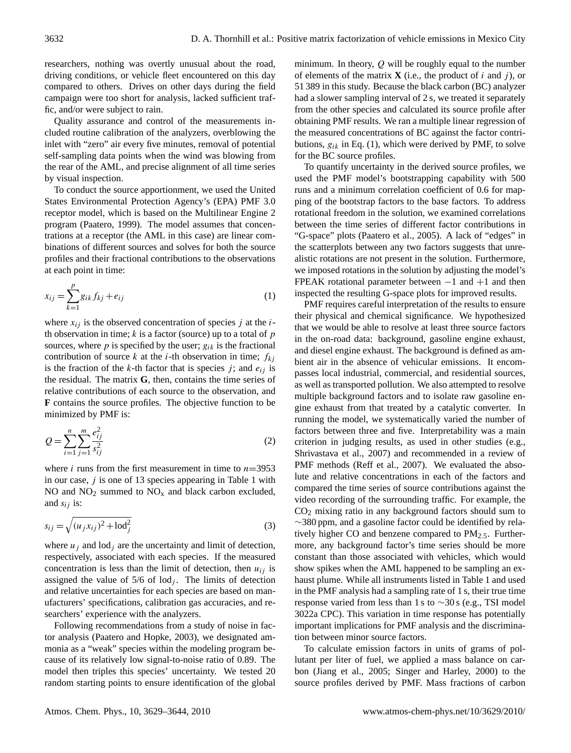researchers, nothing was overtly unusual about the road, driving conditions, or vehicle fleet encountered on this day compared to others. Drives on other days during the field campaign were too short for analysis, lacked sufficient traffic, and/or were subject to rain.

Quality assurance and control of the measurements included routine calibration of the analyzers, overblowing the inlet with "zero" air every five minutes, removal of potential self-sampling data points when the wind was blowing from the rear of the AML, and precise alignment of all time series by visual inspection.

To conduct the source apportionment, we used the United States Environmental Protection Agency's (EPA) PMF 3.0 receptor model, which is based on the Multilinear Engine 2 program (Paatero, 1999). The model assumes that concentrations at a receptor (the AML in this case) are linear combinations of different sources and solves for both the source profiles and their fractional contributions to the observations at each point in time:

$$x_{ij} = \sum_{k=1}^{p} g_{ik} f_{kj} + e_{ij} \quad (1)$$

where $x_{ij}$ is the observed concentration of species $j$ at the $i$-th observation in time; $k$ is a factor (source) up to a total of $p$ sources, where $p$ is specified by the user; $g_{ik}$ is the fractional contribution of source $k$ at the $i$-th observation in time; $f_{kj}$ is the fraction of the $k$-th factor that is species $j$; and $e_{ij}$ is the residual. The matrix **G**, then, contains the time series of relative contributions of each source to the observation, and **F** contains the source profiles. The objective function to be minimized by PMF is:

$$Q = \sum_{i=1}^{n} \sum_{j=1}^{m} \frac{e_{ij}^2}{s_{ij}^2} \quad (2)$$

where $i$ runs from the first measurement in time to $n$=3953 in our case, $j$ is one of 13 species appearing in Table 1 with NO and $NO_2$ summed to $NO_x$ and black carbon excluded, and $s_{ij}$ is:

$$s_{ij} = \sqrt{(u_j x_{ij})^2 + \text{lod}_j^2} \quad (3)$$

where $u_j$ and $\text{lod}_j$ are the uncertainty and limit of detection, respectively, associated with each species. If the measured concentration is less than the limit of detection, then $u_{ij}$ is assigned the value of 5/6 of $\text{lod}_j$. The limits of detection and relative uncertainties for each species are based on manufacturers' specifications, calibration gas accuracies, and researchers' experience with the analyzers.

Following recommendations from a study of noise in factor analysis (Paatero and Hopke, 2003), we designated ammonia as a "weak" species within the modeling program because of its relatively low signal-to-noise ratio of 0.89. The model then triples this species' uncertainty. We tested 20 random starting points to ensure identification of the global minimum. In theory, $Q$ will be roughly equal to the number of elements of the matrix **X** (i.e., the product of $i$ and $j$), or 51 389 in this study. Because the black carbon (BC) analyzer had a slower sampling interval of 2 s, we treated it separately from the other species and calculated its source profile after obtaining PMF results. We ran a multiple linear regression of the measured concentrations of BC against the factor contributions, $g_{ik}$ in Eq. (1), which were derived by PMF, to solve for the BC source profiles.

To quantify uncertainty in the derived source profiles, we used the PMF model's bootstrapping capability with 500 runs and a minimum correlation coefficient of 0.6 for mapping of the bootstrap factors to the base factors. To address rotational freedom in the solution, we examined correlations between the time series of different factor contributions in "G-space" plots (Paatero et al., 2005). A lack of "edges" in the scatterplots between any two factors suggests that unrealistic rotations are not present in the solution. Furthermore, we imposed rotations in the solution by adjusting the model's FPEAK rotational parameter between −1 and +1 and then inspected the resulting G-space plots for improved results.

PMF requires careful interpretation of the results to ensure their physical and chemical significance. We hypothesized that we would be able to resolve at least three source factors in the on-road data: background, gasoline engine exhaust, and diesel engine exhaust. The background is defined as ambient air in the absence of vehicular emissions. It encompasses local industrial, commercial, and residential sources, as well as transported pollution. We also attempted to resolve multiple background factors and to isolate raw gasoline engine exhaust from that treated by a catalytic converter. In running the model, we systematically varied the number of factors between three and five. Interpretability was a main criterion in judging results, as used in other studies (e.g., Shrivastava et al., 2007) and recommended in a review of PMF methods (Reff et al., 2007). We evaluated the absolute and relative concentrations in each of the factors and compared the time series of source contributions against the video recording of the surrounding traffic. For example, the $CO_2$ mixing ratio in any background factors should sum to ∼380 ppm, and a gasoline factor could be identified by relatively higher CO and benzene compared to $PM_{2.5}$. Furthermore, any background factor's time series should be more constant than those associated with vehicles, which would show spikes when the AML happened to be sampling an exhaust plume. While all instruments listed in Table 1 and used in the PMF analysis had a sampling rate of 1 s, their true time response varied from less than 1 s to ∼30 s (e.g., TSI model 3022a CPC). This variation in time response has potentially important implications for PMF analysis and the discrimination between minor source factors.

To calculate emission factors in units of grams of pollutant per liter of fuel, we applied a mass balance on carbon (Jiang et al., 2005; Singer and Harley, 2000) to the source profiles derived by PMF. Mass fractions of carbon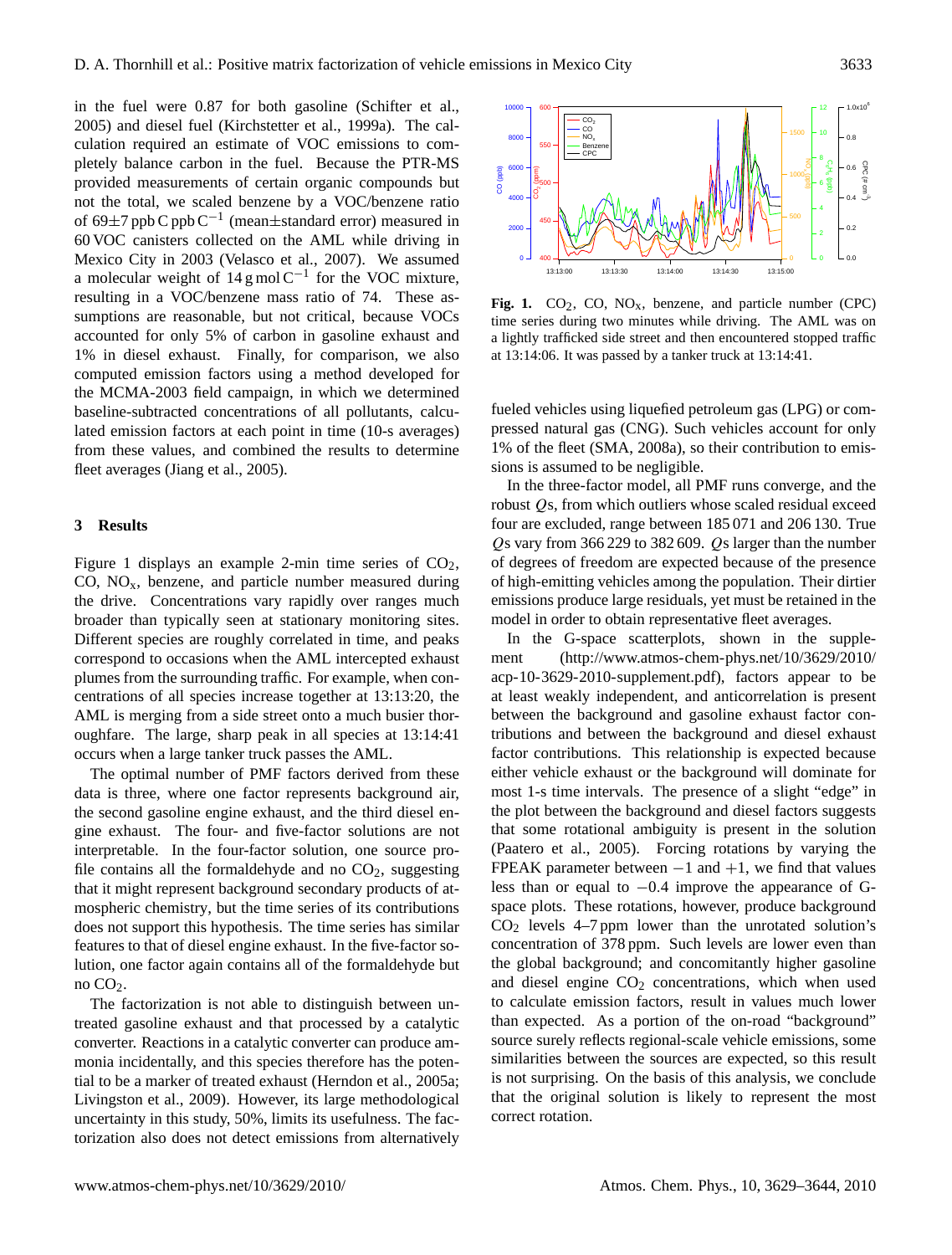in the fuel were 0.87 for both gasoline (Schifter et al., 2005) and diesel fuel (Kirchstetter et al., 1999a). The calculation required an estimate of VOC emissions to completely balance carbon in the fuel. Because the PTR-MS provided measurements of certain organic compounds but not the total, we scaled benzene by a VOC/benzene ratio of 69±7 ppb C ppb $C^{-1}$ (mean±standard error) measured in 60 VOC canisters collected on the AML while driving in Mexico City in 2003 (Velasco et al., 2007). We assumed a molecular weight of 14 g mol $C^{-1}$ for the VOC mixture, resulting in a VOC/benzene mass ratio of 74. These assumptions are reasonable, but not critical, because VOCs accounted for only 5% of carbon in gasoline exhaust and 1% in diesel exhaust. Finally, for comparison, we also computed emission factors using a method developed for the MCMA-2003 field campaign, in which we determined baseline-subtracted concentrations of all pollutants, calculated emission factors at each point in time (10-s averages) from these values, and combined the results to determine fleet averages (Jiang et al., 2005).

## 3 Results

Figure 1 displays an example 2-min time series of $CO_2$, CO, $NO_x$, benzene, and particle number measured during the drive. Concentrations vary rapidly over ranges much broader than typically seen at stationary monitoring sites. Different species are roughly correlated in time, and peaks correspond to occasions when the AML intercepted exhaust plumes from the surrounding traffic. For example, when concentrations of all species increase together at 13:13:20, the AML is merging from a side street onto a much busier thoroughfare. The large, sharp peak in all species at 13:14:41 occurs when a large tanker truck passes the AML.

**Fig. 1.** $CO_2$, CO, $NO_x$, benzene, and particle number (CPC) time series during two minutes while driving. The AML was on a lightly trafficked side street and then encountered stopped traffic at 13:14:06. It was passed by a tanker truck at 13:14:41.

The optimal number of PMF factors derived from these data is three, where one factor represents background air, the second gasoline engine exhaust, and the third diesel engine exhaust. The four- and five-factor solutions are not interpretable. In the four-factor solution, one source profile contains all the formaldehyde and no $CO_2$, suggesting that it might represent background secondary products of atmospheric chemistry, but the time series of its contributions does not support this hypothesis. The time series has similar features to that of diesel engine exhaust. In the five-factor solution, one factor again contains all of the formaldehyde but no $CO_2$.

The factorization is not able to distinguish between untreated gasoline exhaust and that processed by a catalytic converter. Reactions in a catalytic converter can produce ammonia incidentally, and this species therefore has the potential to be a marker of treated exhaust (Herndon et al., 2005a; Livingston et al., 2009). However, its large methodological uncertainty in this study, 50%, limits its usefulness. The factorization also does not detect emissions from alternatively fueled vehicles using liquefied petroleum gas (LPG) or compressed natural gas (CNG). Such vehicles account for only 1% of the fleet (SMA, 2008a), so their contribution to emissions is assumed to be negligible.

In the three-factor model, all PMF runs converge, and the robust $Q$s, from which outliers whose scaled residual exceed four are excluded, range between 185 071 and 206 130. True $Q$s vary from 366 229 to 382 609. $Q$s larger than the number of degrees of freedom are expected because of the presence of high-emitting vehicles among the population. Their dirtier emissions produce large residuals, yet must be retained in the model in order to obtain representative fleet averages.

In the G-space scatterplots, shown in the supplement (http://www.atmos-chem-phys.net/10/3629/2010/acp-10-3629-2010-supplement.pdf), factors appear to be at least weakly independent, and anticorrelation is present between the background and gasoline exhaust factor contributions and between the background and diesel exhaust factor contributions. This relationship is expected because either vehicle exhaust or the background will dominate for most 1-s time intervals. The presence of a slight "edge" in the plot between the background and diesel factors suggests that some rotational ambiguity is present in the solution (Paatero et al., 2005). Forcing rotations by varying the FPEAK parameter between −1 and +1, we find that values less than or equal to −0.4 improve the appearance of G-space plots. These rotations, however, produce background $CO_2$ levels 4–7 ppm lower than the unrotated solution's concentration of 378 ppm. Such levels are lower even than the global background; and concomitantly higher gasoline and diesel engine $CO_2$ concentrations, which when used to calculate emission factors, result in values much lower than expected. As a portion of the on-road "background" source surely reflects regional-scale vehicle emissions, some similarities between the sources are expected, so this result is not surprising. On the basis of this analysis, we conclude that the original solution is likely to represent the most correct rotation.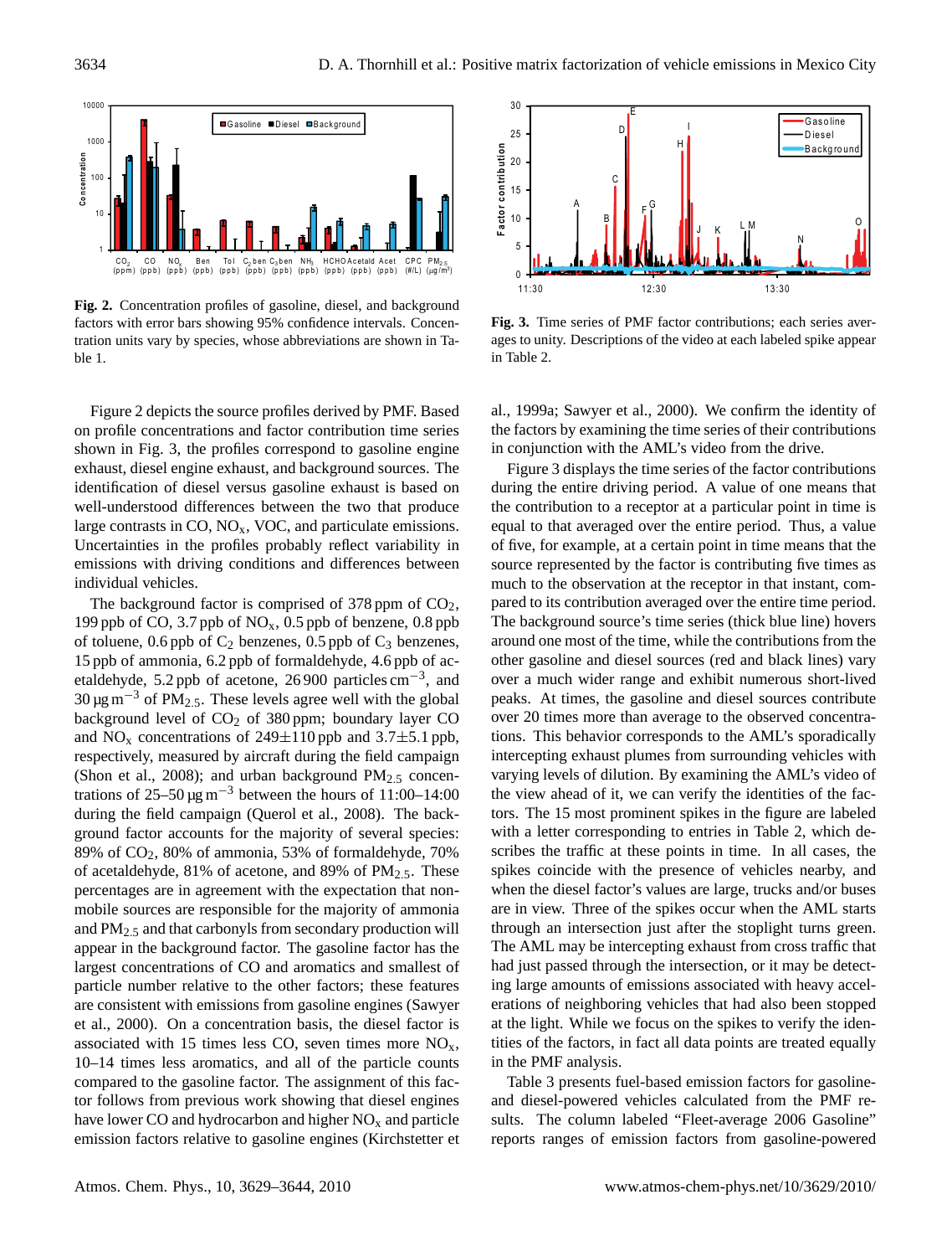10000

1000

100

10

1

Concentration

Gasoline Diesel Background

$CO_2$ (ppm) CO (ppb) $NO_x$ (ppb) Ben (ppb) Tol (ppb) $C_2$ben (ppb) $C_3$ben (ppb) $NH_3$ (ppb) HCHO (ppb) Acetald (ppb) Acet (ppb) CPC (#/L) $PM_{2.5}$ ($\mu g/m^3$)

**Fig. 2.** Concentration profiles of gasoline, diesel, and background factors with error bars showing 95% confidence intervals. Concentration units vary by species, whose abbreviations are shown in Table 1.

30

25

20

15

10

5

0

Factor contribution

11:30 12:30 13:30

Gasoline Diesel Background

A B C D E F G H I J K L M N O

**Fig. 3.** Time series of PMF factor contributions; each series averages to unity. Descriptions of the video at each labeled spike appear in Table 2.

Figure 2 depicts the source profiles derived by PMF. Based on profile concentrations and factor contribution time series shown in Fig. 3, the profiles correspond to gasoline engine exhaust, diesel engine exhaust, and background sources. The identification of diesel versus gasoline exhaust is based on well-understood differences between the two that produce large contrasts in CO, $NO_x$, VOC, and particulate emissions. Uncertainties in the profiles probably reflect variability in emissions with driving conditions and differences between individual vehicles.

The background factor is comprised of 378 ppm of $CO_2$, 199 ppb of CO, 3.7 ppb of $NO_x$, 0.5 ppb of benzene, 0.8 ppb of toluene, 0.6 ppb of $C_2$ benzenes, 0.5 ppb of $C_3$ benzenes, 15 ppb of ammonia, 6.2 ppb of formaldehyde, 4.6 ppb of acetaldehyde, 5.2 ppb of acetone, 26 900 particles $cm^{-3}$, and 30 $\mu g\,m^{-3}$ of $PM_{2.5}$. These levels agree well with the global background level of $CO_2$ of 380 ppm; boundary layer CO and $NO_x$ concentrations of 249±110 ppb and 3.7±5.1 ppb, respectively, measured by aircraft during the field campaign (Shon et al., 2008); and urban background $PM_{2.5}$ concentrations of 25–50 $\mu g\,m^{-3}$ between the hours of 11:00–14:00 during the field campaign (Querol et al., 2008). The background factor accounts for the majority of several species: 89% of $CO_2$, 80% of ammonia, 53% of formaldehyde, 70% of acetaldehyde, 81% of acetone, and 89% of $PM_{2.5}$. These percentages are in agreement with the expectation that non-mobile sources are responsible for the majority of ammonia and $PM_{2.5}$ and that carbonyls from secondary production will appear in the background factor. The gasoline factor has the largest concentrations of CO and aromatics and smallest of particle number relative to the other factors; these features are consistent with emissions from gasoline engines (Sawyer et al., 2000). On a concentration basis, the diesel factor is associated with 15 times less CO, seven times more $NO_x$, 10–14 times less aromatics, and all of the particle counts compared to the gasoline factor. The assignment of this factor follows from previous work showing that diesel engines have lower CO and hydrocarbon and higher $NO_x$ and particle emission factors relative to gasoline engines (Kirchstetter et al., 1999a; Sawyer et al., 2000). We confirm the identity of the factors by examining the time series of their contributions in conjunction with the AML's video from the drive.

Figure 3 displays the time series of the factor contributions during the entire driving period. A value of one means that the contribution to a receptor at a particular point in time is equal to that averaged over the entire period. Thus, a value of five, for example, at a certain point in time means that the source represented by the factor is contributing five times as much to the observation at the receptor in that instant, compared to its contribution averaged over the entire time period. The background source's time series (thick blue line) hovers around one most of the time, while the contributions from the other gasoline and diesel sources (red and black lines) vary over a much wider range and exhibit numerous short-lived peaks. At times, the gasoline and diesel sources contribute over 20 times more than average to the observed concentrations. This behavior corresponds to the AML's sporadically intercepting exhaust plumes from surrounding vehicles with varying levels of dilution. By examining the AML's video of the view ahead of it, we can verify the identities of the factors. The 15 most prominent spikes in the figure are labeled with a letter corresponding to entries in Table 2, which describes the traffic at these points in time. In all cases, the spikes coincide with the presence of vehicles nearby, and when the diesel factor's values are large, trucks and/or buses are in view. Three of the spikes occur when the AML starts through an intersection just after the stoplight turns green. The AML may be intercepting exhaust from cross traffic that had just passed through the intersection, or it may be detecting large amounts of emissions associated with heavy accelerations of neighboring vehicles that had also been stopped at the light. While we focus on the spikes to verify the identities of the factors, in fact all data points are treated equally in the PMF analysis.

Table 3 presents fuel-based emission factors for gasoline- and diesel-powered vehicles calculated from the PMF results. The column labeled "Fleet-average 2006 Gasoline" reports ranges of emission factors from gasoline-powered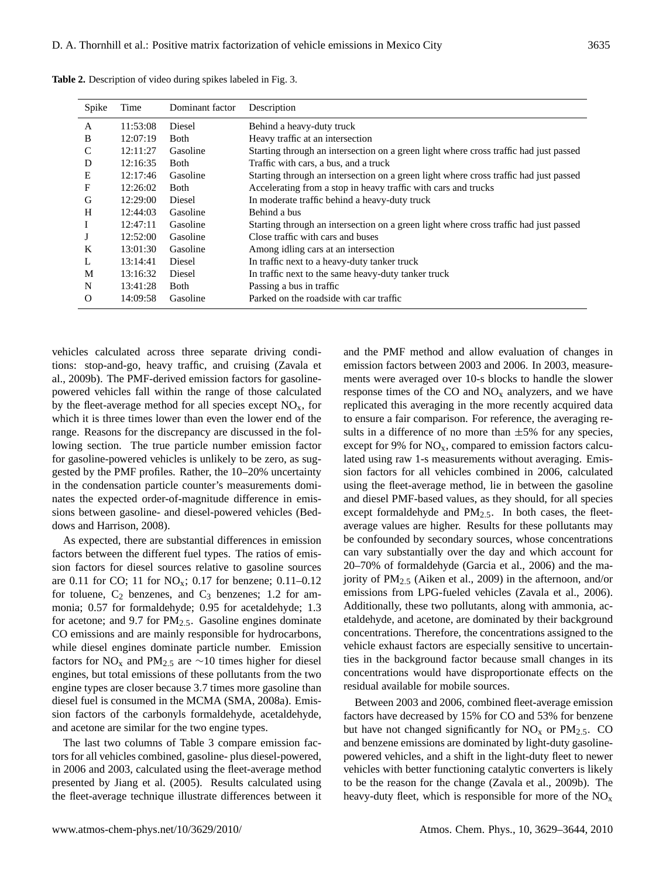**Table 2.** Description of video during spikes labeled in Fig. 3.

| Spike | Time | Dominant factor | Description |
|---|---|---|---|
| A | 11:53:08 | Diesel | Behind a heavy-duty truck |
| B | 12:07:19 | Both | Heavy traffic at an intersection |
| C | 12:11:27 | Gasoline | Starting through an intersection on a green light where cross traffic had just passed |
| D | 12:16:35 | Both | Traffic with cars, a bus, and a truck |
| E | 12:17:46 | Gasoline | Starting through an intersection on a green light where cross traffic had just passed |
| F | 12:26:02 | Both | Accelerating from a stop in heavy traffic with cars and trucks |
| G | 12:29:00 | Diesel | In moderate traffic behind a heavy-duty truck |
| H | 12:44:03 | Gasoline | Behind a bus |
| I | 12:47:11 | Gasoline | Starting through an intersection on a green light where cross traffic had just passed |
| J | 12:52:00 | Gasoline | Close traffic with cars and buses |
| K | 13:01:30 | Gasoline | Among idling cars at an intersection |
| L | 13:14:41 | Diesel | In traffic next to a heavy-duty tanker truck |
| M | 13:16:32 | Diesel | In traffic next to the same heavy-duty tanker truck |
| N | 13:41:28 | Both | Passing a bus in traffic |
| O | 14:09:58 | Gasoline | Parked on the roadside with car traffic |

vehicles calculated across three separate driving conditions: stop-and-go, heavy traffic, and cruising (Zavala et al., 2009b). The PMF-derived emission factors for gasoline-powered vehicles fall within the range of those calculated by the fleet-average method for all species except $NO_x$, for which it is three times lower than even the lower end of the range. Reasons for the discrepancy are discussed in the following section. The true particle number emission factor for gasoline-powered vehicles is unlikely to be zero, as suggested by the PMF profiles. Rather, the 10–20% uncertainty in the condensation particle counter's measurements dominates the expected order-of-magnitude difference in emissions between gasoline- and diesel-powered vehicles (Beddows and Harrison, 2008).

As expected, there are substantial differences in emission factors between the different fuel types. The ratios of emission factors for diesel sources relative to gasoline sources are 0.11 for CO; 11 for $NO_x$; 0.17 for benzene; 0.11–0.12 for toluene, $C_2$ benzenes, and $C_3$ benzenes; 1.2 for ammonia; 0.57 for formaldehyde; 0.95 for acetaldehyde; 1.3 for acetone; and 9.7 for $PM_{2.5}$. Gasoline engines dominate CO emissions and are mainly responsible for hydrocarbons, while diesel engines dominate particle number. Emission factors for $NO_x$ and $PM_{2.5}$ are $\sim$10 times higher for diesel engines, but total emissions of these pollutants from the two engine types are closer because 3.7 times more gasoline than diesel fuel is consumed in the MCMA (SMA, 2008a). Emission factors of the carbonyls formaldehyde, acetaldehyde, and acetone are similar for the two engine types.

The last two columns of Table 3 compare emission factors for all vehicles combined, gasoline- plus diesel-powered, in 2006 and 2003, calculated using the fleet-average method presented by Jiang et al. (2005). Results calculated using the fleet-average technique illustrate differences between it and the PMF method and allow evaluation of changes in emission factors between 2003 and 2006. In 2003, measurements were averaged over 10-s blocks to handle the slower response times of the CO and $NO_x$ analyzers, and we have replicated this averaging in the more recently acquired data to ensure a fair comparison. For reference, the averaging results in a difference of no more than $\pm$5% for any species, except for 9% for $NO_x$, compared to emission factors calculated using raw 1-s measurements without averaging. Emission factors for all vehicles combined in 2006, calculated using the fleet-average method, lie in between the gasoline and diesel PMF-based values, as they should, for all species except formaldehyde and $PM_{2.5}$. In both cases, the fleet-average values are higher. Results for these pollutants may be confounded by secondary sources, whose concentrations can vary substantially over the day and which account for 20–70% of formaldehyde (Garcia et al., 2006) and the majority of $PM_{2.5}$ (Aiken et al., 2009) in the afternoon, and/or emissions from LPG-fueled vehicles (Zavala et al., 2006). Additionally, these two pollutants, along with ammonia, acetaldehyde, and acetone, are dominated by their background concentrations. Therefore, the concentrations assigned to the vehicle exhaust factors are especially sensitive to uncertainties in the background factor because small changes in its concentrations would have disproportionate effects on the residual available for mobile sources.

Between 2003 and 2006, combined fleet-average emission factors have decreased by 15% for CO and 53% for benzene but have not changed significantly for $NO_x$ or $PM_{2.5}$. CO and benzene emissions are dominated by light-duty gasoline-powered vehicles, and a shift in the light-duty fleet to newer vehicles with better functioning catalytic converters is likely to be the reason for the change (Zavala et al., 2009b). The heavy-duty fleet, which is responsible for more of the $NO_x$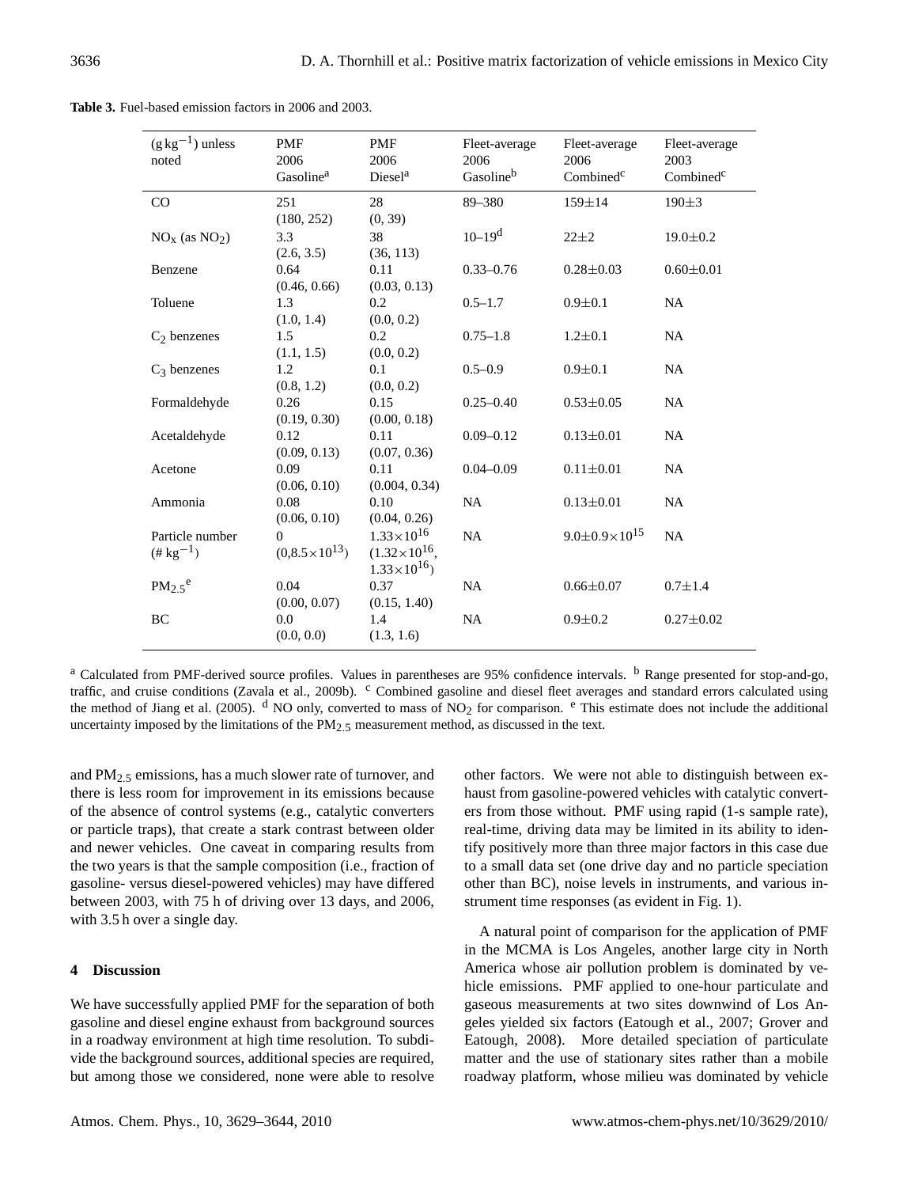**Table 3.** Fuel-based emission factors in 2006 and 2003.

| ($g\,kg^{-1}$) unless noted | PMF 2006 Gasoline[a] | PMF 2006 Diesel[a] | Fleet-average 2006 Gasoline[b] | Fleet-average 2006 Combined[c] | Fleet-average 2003 Combined[c] |
|---|---|---|---|---|---|
| CO | 251 (180, 252) | 28 (0, 39) | 89–380 | 159±14 | 190±3 |
| $NO_x$ (as $NO_2$) | 3.3 (2.6, 3.5) | 38 (36, 113) | 10–19[d] | 22±2 | 19.0±0.2 |
| Benzene | 0.64 (0.46, 0.66) | 0.11 (0.03, 0.13) | 0.33–0.76 | 0.28±0.03 | 0.60±0.01 |
| Toluene | 1.3 (1.0, 1.4) | 0.2 (0.0, 0.2) | 0.5–1.7 | 0.9±0.1 | NA |
| $C_2$ benzenes | 1.5 (1.1, 1.5) | 0.2 (0.0, 0.2) | 0.75–1.8 | 1.2±0.1 | NA |
| $C_3$ benzenes | 1.2 (0.8, 1.2) | 0.1 (0.0, 0.2) | 0.5–0.9 | 0.9±0.1 | NA |
| Formaldehyde | 0.26 (0.19, 0.30) | 0.15 (0.00, 0.18) | 0.25–0.40 | 0.53±0.05 | NA |
| Acetaldehyde | 0.12 (0.09, 0.13) | 0.11 (0.07, 0.36) | 0.09–0.12 | 0.13±0.01 | NA |
| Acetone | 0.09 (0.06, 0.10) | 0.11 (0.004, 0.34) | 0.04–0.09 | 0.11±0.01 | NA |
| Ammonia | 0.08 (0.06, 0.10) | 0.10 (0.04, 0.26) | NA | 0.13±0.01 | NA |
| Particle number ($\#\,kg^{-1}$) | 0 ($0, 8.5\times10^{13}$) | $1.33\times10^{16}$ ($1.32\times10^{16}$, $1.33\times10^{16}$) | NA | $9.0\pm0.9\times10^{15}$ | NA |
| $PM_{2.5}$[e] | 0.04 (0.00, 0.07) | 0.37 (0.15, 1.40) | NA | 0.66±0.07 | 0.7±1.4 |
| BC | 0.0 (0.0, 0.0) | 1.4 (1.3, 1.6) | NA | 0.9±0.2 | 0.27±0.02 |

[a] Calculated from PMF-derived source profiles. Values in parentheses are 95% confidence intervals. [b] Range presented for stop-and-go, traffic, and cruise conditions (Zavala et al., 2009b). [c] Combined gasoline and diesel fleet averages and standard errors calculated using the method of Jiang et al. (2005). [d] NO only, converted to mass of $NO_2$ for comparison. [e] This estimate does not include the additional uncertainty imposed by the limitations of the $PM_{2.5}$ measurement method, as discussed in the text.

and $PM_{2.5}$ emissions, has a much slower rate of turnover, and there is less room for improvement in its emissions because of the absence of control systems (e.g., catalytic converters or particle traps), that create a stark contrast between older and newer vehicles. One caveat in comparing results from the two years is that the sample composition (i.e., fraction of gasoline- versus diesel-powered vehicles) may have differed between 2003, with 75 h of driving over 13 days, and 2006, with 3.5 h over a single day.

## 4 Discussion

We have successfully applied PMF for the separation of both gasoline and diesel engine exhaust from background sources in a roadway environment at high time resolution. To subdivide the background sources, additional species are required, but among those we considered, none were able to resolve other factors. We were not able to distinguish between exhaust from gasoline-powered vehicles with catalytic converters from those without. PMF using rapid (1-s sample rate), real-time, driving data may be limited in its ability to identify positively more than three major factors in this case due to a small data set (one drive day and no particle speciation other than BC), noise levels in instruments, and various instrument time responses (as evident in Fig. 1).

A natural point of comparison for the application of PMF in the MCMA is Los Angeles, another large city in North America whose air pollution problem is dominated by vehicle emissions. PMF applied to one-hour particulate and gaseous measurements at two sites downwind of Los Angeles yielded six factors (Eatough et al., 2007; Grover and Eatough, 2008). More detailed speciation of particulate matter and the use of stationary sites rather than a mobile roadway platform, whose milieu was dominated by vehicle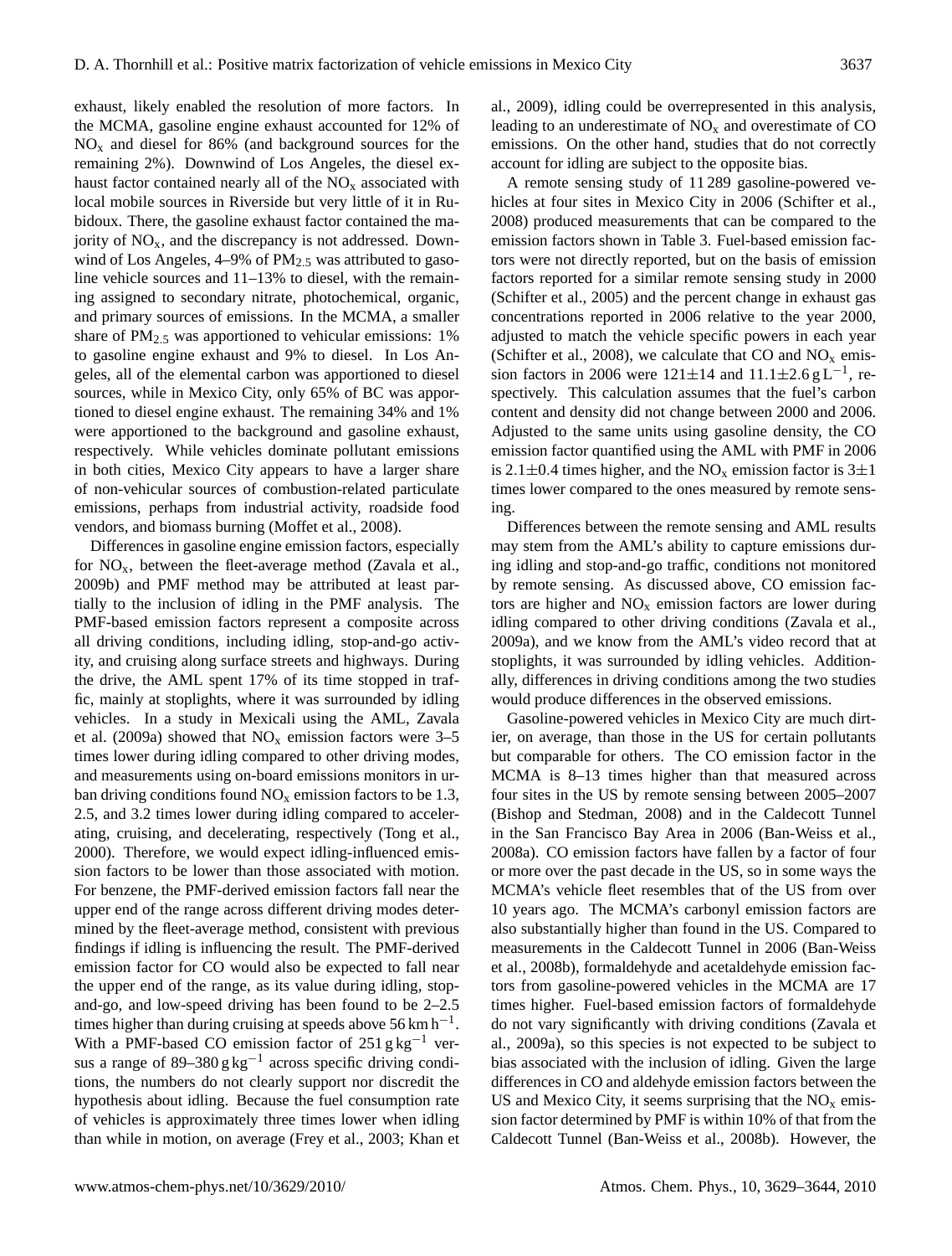exhaust, likely enabled the resolution of more factors. In the MCMA, gasoline engine exhaust accounted for 12% of $NO_x$ and diesel for 86% (and background sources for the remaining 2%). Downwind of Los Angeles, the diesel exhaust factor contained nearly all of the $NO_x$ associated with local mobile sources in Riverside but very little of it in Rubidoux. There, the gasoline exhaust factor contained the majority of $NO_x$, and the discrepancy is not addressed. Downwind of Los Angeles, 4–9% of $PM_{2.5}$ was attributed to gasoline vehicle sources and 11–13% to diesel, with the remaining assigned to secondary nitrate, photochemical, organic, and primary sources of emissions. In the MCMA, a smaller share of $PM_{2.5}$ was apportioned to vehicular emissions: 1% to gasoline engine exhaust and 9% to diesel. In Los Angeles, all of the elemental carbon was apportioned to diesel sources, while in Mexico City, only 65% of BC was apportioned to diesel engine exhaust. The remaining 34% and 1% were apportioned to the background and gasoline exhaust, respectively. While vehicles dominate pollutant emissions in both cities, Mexico City appears to have a larger share of non-vehicular sources of combustion-related particulate emissions, perhaps from industrial activity, roadside food vendors, and biomass burning (Moffet et al., 2008).

Differences in gasoline engine emission factors, especially for $NO_x$, between the fleet-average method (Zavala et al., 2009b) and PMF method may be attributed at least partially to the inclusion of idling in the PMF analysis. The PMF-based emission factors represent a composite across all driving conditions, including idling, stop-and-go activity, and cruising along surface streets and highways. During the drive, the AML spent 17% of its time stopped in traffic, mainly at stoplights, where it was surrounded by idling vehicles. In a study in Mexicali using the AML, Zavala et al. (2009a) showed that $NO_x$ emission factors were 3–5 times lower during idling compared to other driving modes, and measurements using on-board emissions monitors in urban driving conditions found $NO_x$ emission factors to be 1.3, 2.5, and 3.2 times lower during idling compared to accelerating, cruising, and decelerating, respectively (Tong et al., 2000). Therefore, we would expect idling-influenced emission factors to be lower than those associated with motion. For benzene, the PMF-derived emission factors fall near the upper end of the range across different driving modes determined by the fleet-average method, consistent with previous findings if idling is influencing the result. The PMF-derived emission factor for CO would also be expected to fall near the upper end of the range, as its value during idling, stop-and-go, and low-speed driving has been found to be 2–2.5 times higher than during cruising at speeds above 56 $km\,h^{-1}$. With a PMF-based CO emission factor of 251 $g\,kg^{-1}$ versus a range of 89–380 $g\,kg^{-1}$ across specific driving conditions, the numbers do not clearly support nor discredit the hypothesis about idling. Because the fuel consumption rate of vehicles is approximately three times lower when idling than while in motion, on average (Frey et al., 2003; Khan et al., 2009), idling could be overrepresented in this analysis, leading to an underestimate of $NO_x$ and overestimate of CO emissions. On the other hand, studies that do not correctly account for idling are subject to the opposite bias.

A remote sensing study of 11 289 gasoline-powered vehicles at four sites in Mexico City in 2006 (Schifter et al., 2008) produced measurements that can be compared to the emission factors shown in Table 3. Fuel-based emission factors were not directly reported, but on the basis of emission factors reported for a similar remote sensing study in 2000 (Schifter et al., 2005) and the percent change in exhaust gas concentrations reported in 2006 relative to the year 2000, adjusted to match the vehicle specific powers in each year (Schifter et al., 2008), we calculate that CO and $NO_x$ emission factors in 2006 were $121\pm14$ and $11.1\pm2.6\,g\,L^{-1}$, respectively. This calculation assumes that the fuel's carbon content and density did not change between 2000 and 2006. Adjusted to the same units using gasoline density, the CO emission factor quantified using the AML with PMF in 2006 is $2.1\pm0.4$ times higher, and the $NO_x$ emission factor is $3\pm1$ times lower compared to the ones measured by remote sensing.

Differences between the remote sensing and AML results may stem from the AML's ability to capture emissions during idling and stop-and-go traffic, conditions not monitored by remote sensing. As discussed above, CO emission factors are higher and $NO_x$ emission factors are lower during idling compared to other driving conditions (Zavala et al., 2009a), and we know from the AML's video record that at stoplights, it was surrounded by idling vehicles. Additionally, differences in driving conditions among the two studies would produce differences in the observed emissions.

Gasoline-powered vehicles in Mexico City are much dirtier, on average, than those in the US for certain pollutants but comparable for others. The CO emission factor in the MCMA is 8–13 times higher than that measured across four sites in the US by remote sensing between 2005–2007 (Bishop and Stedman, 2008) and in the Caldecott Tunnel in the San Francisco Bay Area in 2006 (Ban-Weiss et al., 2008a). CO emission factors have fallen by a factor of four or more over the past decade in the US, so in some ways the MCMA's vehicle fleet resembles that of the US from over 10 years ago. The MCMA's carbonyl emission factors are also substantially higher than found in the US. Compared to measurements in the Caldecott Tunnel in 2006 (Ban-Weiss et al., 2008b), formaldehyde and acetaldehyde emission factors from gasoline-powered vehicles in the MCMA are 17 times higher. Fuel-based emission factors of formaldehyde do not vary significantly with driving conditions (Zavala et al., 2009a), so this species is not expected to be subject to bias associated with the inclusion of idling. Given the large differences in CO and aldehyde emission factors between the US and Mexico City, it seems surprising that the $NO_x$ emission factor determined by PMF is within 10% of that from the Caldecott Tunnel (Ban-Weiss et al., 2008b). However, the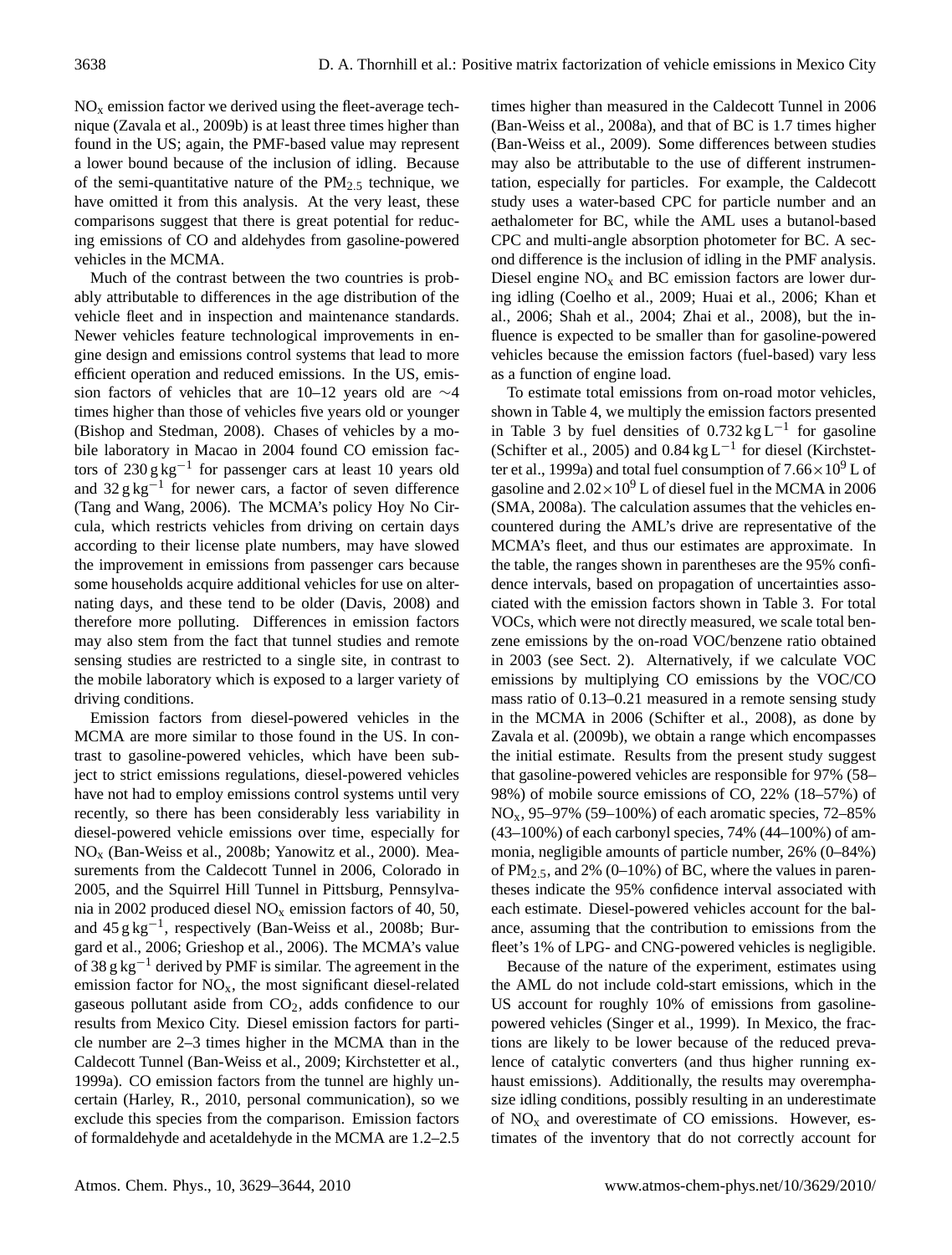$NO_x$ emission factor we derived using the fleet-average technique (Zavala et al., 2009b) is at least three times higher than found in the US; again, the PMF-based value may represent a lower bound because of the inclusion of idling. Because of the semi-quantitative nature of the $PM_{2.5}$ technique, we have omitted it from this analysis. At the very least, these comparisons suggest that there is great potential for reducing emissions of CO and aldehydes from gasoline-powered vehicles in the MCMA.

Much of the contrast between the two countries is probably attributable to differences in the age distribution of the vehicle fleet and in inspection and maintenance standards. Newer vehicles feature technological improvements in engine design and emissions control systems that lead to more efficient operation and reduced emissions. In the US, emission factors of vehicles that are 10–12 years old are ∼4 times higher than those of vehicles five years old or younger (Bishop and Stedman, 2008). Chases of vehicles by a mobile laboratory in Macao in 2004 found CO emission factors of $230\,g\,kg^{-1}$ for passenger cars at least 10 years old and $32\,g\,kg^{-1}$ for newer cars, a factor of seven difference (Tang and Wang, 2006). The MCMA's policy Hoy No Circula, which restricts vehicles from driving on certain days according to their license plate numbers, may have slowed the improvement in emissions from passenger cars because some households acquire additional vehicles for use on alternating days, and these tend to be older (Davis, 2008) and therefore more polluting. Differences in emission factors may also stem from the fact that tunnel studies and remote sensing studies are restricted to a single site, in contrast to the mobile laboratory which is exposed to a larger variety of driving conditions.

Emission factors from diesel-powered vehicles in the MCMA are more similar to those found in the US. In contrast to gasoline-powered vehicles, which have been subject to strict emissions regulations, diesel-powered vehicles have not had to employ emissions control systems until very recently, so there has been considerably less variability in diesel-powered vehicle emissions over time, especially for $NO_x$ (Ban-Weiss et al., 2008b; Yanowitz et al., 2000). Measurements from the Caldecott Tunnel in 2006, Colorado in 2005, and the Squirrel Hill Tunnel in Pittsburg, Pennsylvania in 2002 produced diesel $NO_x$ emission factors of 40, 50, and $45\,g\,kg^{-1}$, respectively (Ban-Weiss et al., 2008b; Burgard et al., 2006; Grieshop et al., 2006). The MCMA's value of $38\,g\,kg^{-1}$ derived by PMF is similar. The agreement in the emission factor for $NO_x$, the most significant diesel-related gaseous pollutant aside from $CO_2$, adds confidence to our results from Mexico City. Diesel emission factors for particle number are 2–3 times higher in the MCMA than in the Caldecott Tunnel (Ban-Weiss et al., 2009; Kirchstetter et al., 1999a). CO emission factors from the tunnel are highly uncertain (Harley, R., 2010, personal communication), so we exclude this species from the comparison. Emission factors of formaldehyde and acetaldehyde in the MCMA are 1.2–2.5 times higher than measured in the Caldecott Tunnel in 2006 (Ban-Weiss et al., 2008a), and that of BC is 1.7 times higher (Ban-Weiss et al., 2009). Some differences between studies may also be attributable to the use of different instrumentation, especially for particles. For example, the Caldecott study uses a water-based CPC for particle number and an aethalometer for BC, while the AML uses a butanol-based CPC and multi-angle absorption photometer for BC. A second difference is the inclusion of idling in the PMF analysis. Diesel engine $NO_x$ and BC emission factors are lower during idling (Coelho et al., 2009; Huai et al., 2006; Khan et al., 2006; Shah et al., 2004; Zhai et al., 2008), but the influence is expected to be smaller than for gasoline-powered vehicles because the emission factors (fuel-based) vary less as a function of engine load.

To estimate total emissions from on-road motor vehicles, shown in Table 4, we multiply the emission factors presented in Table 3 by fuel densities of $0.732\,kg\,L^{-1}$ for gasoline (Schifter et al., 2005) and $0.84\,kg\,L^{-1}$ for diesel (Kirchstetter et al., 1999a) and total fuel consumption of $7.66\times10^9$ L of gasoline and $2.02\times10^9$ L of diesel fuel in the MCMA in 2006 (SMA, 2008a). The calculation assumes that the vehicles encountered during the AML's drive are representative of the MCMA's fleet, and thus our estimates are approximate. In the table, the ranges shown in parentheses are the 95% confidence intervals, based on propagation of uncertainties associated with the emission factors shown in Table 3. For total VOCs, which were not directly measured, we scale total benzene emissions by the on-road VOC/benzene ratio obtained in 2003 (see Sect. 2). Alternatively, if we calculate VOC emissions by multiplying CO emissions by the VOC/CO mass ratio of 0.13–0.21 measured in a remote sensing study in the MCMA in 2006 (Schifter et al., 2008), as done by Zavala et al. (2009b), we obtain a range which encompasses the initial estimate. Results from the present study suggest that gasoline-powered vehicles are responsible for 97% (58–98%) of mobile source emissions of CO, 22% (18–57%) of $NO_x$, 95–97% (59–100%) of each aromatic species, 72–85% (43–100%) of each carbonyl species, 74% (44–100%) of ammonia, negligible amounts of particle number, 26% (0–84%) of $PM_{2.5}$, and 2% (0–10%) of BC, where the values in parentheses indicate the 95% confidence interval associated with each estimate. Diesel-powered vehicles account for the balance, assuming that the contribution to emissions from the fleet's 1% of LPG- and CNG-powered vehicles is negligible.

Because of the nature of the experiment, estimates using the AML do not include cold-start emissions, which in the US account for roughly 10% of emissions from gasoline-powered vehicles (Singer et al., 1999). In Mexico, the fractions are likely to be lower because of the reduced prevalence of catalytic converters (and thus higher running exhaust emissions). Additionally, the results may overemphasize idling conditions, possibly resulting in an underestimate of $NO_x$ and overestimate of CO emissions. However, estimates of the inventory that do not correctly account for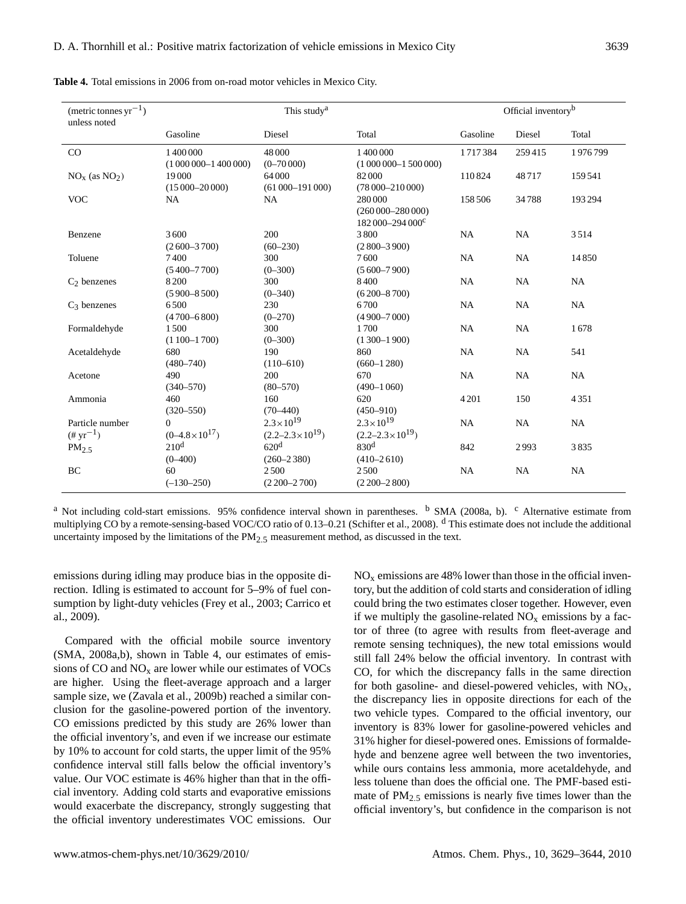**Table 4.** Total emissions in 2006 from on-road motor vehicles in Mexico City.

| (metric tonnes $yr^{-1}$) unless noted | This study[a] | | | Official inventory[b] | | |
|---|---|---|---|---|---|---|
| | Gasoline | Diesel | Total | Gasoline | Diesel | Total |
| CO | 1 400 000 (1 000 000–1 400 000) | 48 000 (0–70 000) | 1 400 000 (1 000 000–1 500 000) | 1 717 384 | 259 415 | 1 976 799 |
| $NO_x$ (as $NO_2$) | 19 000 (15 000–20 000) | 64 000 (61 000–191 000) | 82 000 (78 000–210 000) | 110 824 | 48 717 | 159 541 |
| VOC | NA | NA | 280 000 (260 000–280 000) 182 000–294 000[c] | 158 506 | 34 788 | 193 294 |
| Benzene | 3 600 (2 600–3 700) | 200 (60–230) | 3 800 (2 800–3 900) | NA | NA | 3 514 |
| Toluene | 7 400 (5 400–7 700) | 300 (0–300) | 7 600 (5 600–7 900) | NA | NA | 14 850 |
| $C_2$ benzenes | 8 200 (5 900–8 500) | 300 (0–340) | 8 400 (6 200–8 700) | NA | NA | NA |
| $C_3$ benzenes | 6 500 (4 700–6 800) | 230 (0–270) | 6 700 (4 900–7 000) | NA | NA | NA |
| Formaldehyde | 1 500 (1 100–1 700) | 300 (0–300) | 1 700 (1 300–1 900) | NA | NA | 1 678 |
| Acetaldehyde | 680 (480–740) | 190 (110–610) | 860 (660–1 280) | NA | NA | 541 |
| Acetone | 490 (340–570) | 200 (80–570) | 670 (490–1 060) | NA | NA | NA |
| Ammonia | 460 (320–550) | 160 (70–440) | 620 (450–910) | 4 201 | 150 | 4 351 |
| Particle number (# $yr^{-1}$) | 0 (0–$4.8\times10^{17}$) | $2.3\times10^{19}$ ($2.2$–$2.3\times10^{19}$) | $2.3\times10^{19}$ ($2.2$–$2.3\times10^{19}$) | NA | NA | NA |
| $PM_{2.5}$ | 210[d] (0–400) | 620[d] (260–2 380) | 830[d] (410–2 610) | 842 | 2 993 | 3 835 |
| BC | 60 (–130–250) | 2 500 (2 200–2 700) | 2 500 (2 200–2 800) | NA | NA | NA |

[a] Not including cold-start emissions. 95% confidence interval shown in parentheses. [b] SMA (2008a, b). [c] Alternative estimate from multiplying CO by a remote-sensing-based VOC/CO ratio of 0.13–0.21 (Schifter et al., 2008). [d] This estimate does not include the additional uncertainty imposed by the limitations of the $PM_{2.5}$ measurement method, as discussed in the text.

emissions during idling may produce bias in the opposite direction. Idling is estimated to account for 5–9% of fuel consumption by light-duty vehicles (Frey et al., 2003; Carrico et al., 2009).

Compared with the official mobile source inventory (SMA, 2008a,b), shown in Table 4, our estimates of emissions of CO and $NO_x$ are lower while our estimates of VOCs are higher. Using the fleet-average approach and a larger sample size, we (Zavala et al., 2009b) reached a similar conclusion for the gasoline-powered portion of the inventory. CO emissions predicted by this study are 26% lower than the official inventory's, and even if we increase our estimate by 10% to account for cold starts, the upper limit of the 95% confidence interval still falls below the official inventory's value. Our VOC estimate is 46% higher than that in the official inventory. Adding cold starts and evaporative emissions would exacerbate the discrepancy, strongly suggesting that the official inventory underestimates VOC emissions. Our $NO_x$ emissions are 48% lower than those in the official inventory, but the addition of cold starts and consideration of idling could bring the two estimates closer together. However, even if we multiply the gasoline-related $NO_x$ emissions by a factor of three (to agree with results from fleet-average and remote sensing techniques), the new total emissions would still fall 24% below the official inventory. In contrast with CO, for which the discrepancy falls in the same direction for both gasoline- and diesel-powered vehicles, with $NO_x$, the discrepancy lies in opposite directions for each of the two vehicle types. Compared to the official inventory, our inventory is 83% lower for gasoline-powered vehicles and 31% higher for diesel-powered ones. Emissions of formaldehyde and benzene agree well between the two inventories, while ours contains less ammonia, more acetaldehyde, and less toluene than does the official one. The PMF-based estimate of $PM_{2.5}$ emissions is nearly five times lower than the official inventory's, but confidence in the comparison is not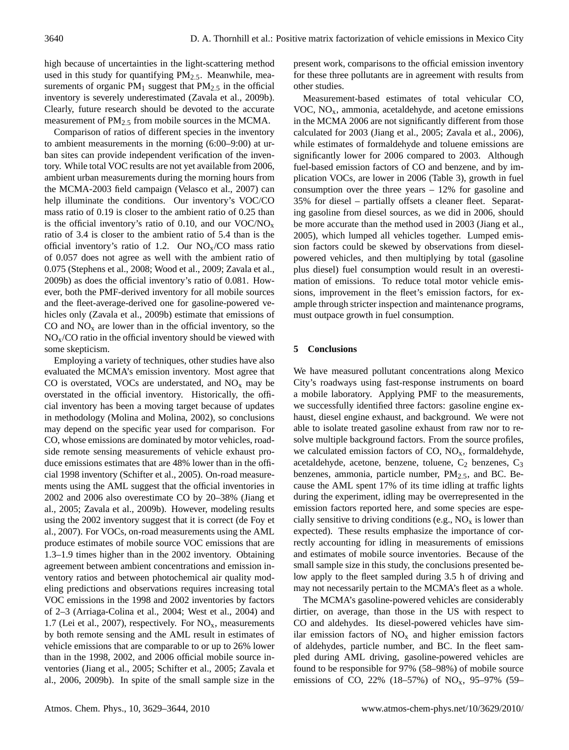high because of uncertainties in the light-scattering method used in this study for quantifying $PM_{2.5}$. Meanwhile, measurements of organic $PM_1$ suggest that $PM_{2.5}$ in the official inventory is severely underestimated (Zavala et al., 2009b). Clearly, future research should be devoted to the accurate measurement of $PM_{2.5}$ from mobile sources in the MCMA.

Comparison of ratios of different species in the inventory to ambient measurements in the morning (6:00–9:00) at urban sites can provide independent verification of the inventory. While total VOC results are not yet available from 2006, ambient urban measurements during the morning hours from the MCMA-2003 field campaign (Velasco et al., 2007) can help illuminate the conditions. Our inventory's VOC/CO mass ratio of 0.19 is closer to the ambient ratio of 0.25 than is the official inventory's ratio of 0.10, and our VOC/$NO_x$ ratio of 3.4 is closer to the ambient ratio of 5.4 than is the official inventory's ratio of 1.2. Our $NO_x$/CO mass ratio of 0.057 does not agree as well with the ambient ratio of 0.075 (Stephens et al., 2008; Wood et al., 2009; Zavala et al., 2009b) as does the official inventory's ratio of 0.081. However, both the PMF-derived inventory for all mobile sources and the fleet-average-derived one for gasoline-powered vehicles only (Zavala et al., 2009b) estimate that emissions of CO and $NO_x$ are lower than in the official inventory, so the $NO_x$/CO ratio in the official inventory should be viewed with some skepticism.

Employing a variety of techniques, other studies have also evaluated the MCMA's emission inventory. Most agree that CO is overstated, VOCs are understated, and $NO_x$ may be overstated in the official inventory. Historically, the official inventory has been a moving target because of updates in methodology (Molina and Molina, 2002), so conclusions may depend on the specific year used for comparison. For CO, whose emissions are dominated by motor vehicles, roadside remote sensing measurements of vehicle exhaust produce emissions estimates that are 48% lower than in the official 1998 inventory (Schifter et al., 2005). On-road measurements using the AML suggest that the official inventories in 2002 and 2006 also overestimate CO by 20–38% (Jiang et al., 2005; Zavala et al., 2009b). However, modeling results using the 2002 inventory suggest that it is correct (de Foy et al., 2007). For VOCs, on-road measurements using the AML produce estimates of mobile source VOC emissions that are 1.3–1.9 times higher than in the 2002 inventory. Obtaining agreement between ambient concentrations and emission inventory ratios and between photochemical air quality modeling predictions and observations requires increasing total VOC emissions in the 1998 and 2002 inventories by factors of 2–3 (Arriaga-Colina et al., 2004; West et al., 2004) and 1.7 (Lei et al., 2007), respectively. For $NO_x$, measurements by both remote sensing and the AML result in estimates of vehicle emissions that are comparable to or up to 26% lower than in the 1998, 2002, and 2006 official mobile source inventories (Jiang et al., 2005; Schifter et al., 2005; Zavala et al., 2006, 2009b). In spite of the small sample size in the present work, comparisons to the official emission inventory for these three pollutants are in agreement with results from other studies.

Measurement-based estimates of total vehicular CO, VOC, $NO_x$, ammonia, acetaldehyde, and acetone emissions in the MCMA 2006 are not significantly different from those calculated for 2003 (Jiang et al., 2005; Zavala et al., 2006), while estimates of formaldehyde and toluene emissions are significantly lower for 2006 compared to 2003. Although fuel-based emission factors of CO and benzene, and by implication VOCs, are lower in 2006 (Table 3), growth in fuel consumption over the three years – 12% for gasoline and 35% for diesel – partially offsets a cleaner fleet. Separating gasoline from diesel sources, as we did in 2006, should be more accurate than the method used in 2003 (Jiang et al., 2005), which lumped all vehicles together. Lumped emission factors could be skewed by observations from diesel-powered vehicles, and then multiplying by total (gasoline plus diesel) fuel consumption would result in an overestimation of emissions. To reduce total motor vehicle emissions, improvement in the fleet's emission factors, for example through stricter inspection and maintenance programs, must outpace growth in fuel consumption.

## 5 Conclusions

We have measured pollutant concentrations along Mexico City's roadways using fast-response instruments on board a mobile laboratory. Applying PMF to the measurements, we successfully identified three factors: gasoline engine exhaust, diesel engine exhaust, and background. We were not able to isolate treated gasoline exhaust from raw nor to resolve multiple background factors. From the source profiles, we calculated emission factors of CO, $NO_x$, formaldehyde, acetaldehyde, acetone, benzene, toluene, $C_2$ benzenes, $C_3$ benzenes, ammonia, particle number, $PM_{2.5}$, and BC. Because the AML spent 17% of its time idling at traffic lights during the experiment, idling may be overrepresented in the emission factors reported here, and some species are especially sensitive to driving conditions (e.g., $NO_x$ is lower than expected). These results emphasize the importance of correctly accounting for idling in measurements of emissions and estimates of mobile source inventories. Because of the small sample size in this study, the conclusions presented below apply to the fleet sampled during 3.5 h of driving and may not necessarily pertain to the MCMA's fleet as a whole.

The MCMA's gasoline-powered vehicles are considerably dirtier, on average, than those in the US with respect to CO and aldehydes. Its diesel-powered vehicles have similar emission factors of $NO_x$ and higher emission factors of aldehydes, particle number, and BC. In the fleet sampled during AML driving, gasoline-powered vehicles are found to be responsible for 97% (58–98%) of mobile source emissions of CO, 22% (18–57%) of $NO_x$, 95–97% (59–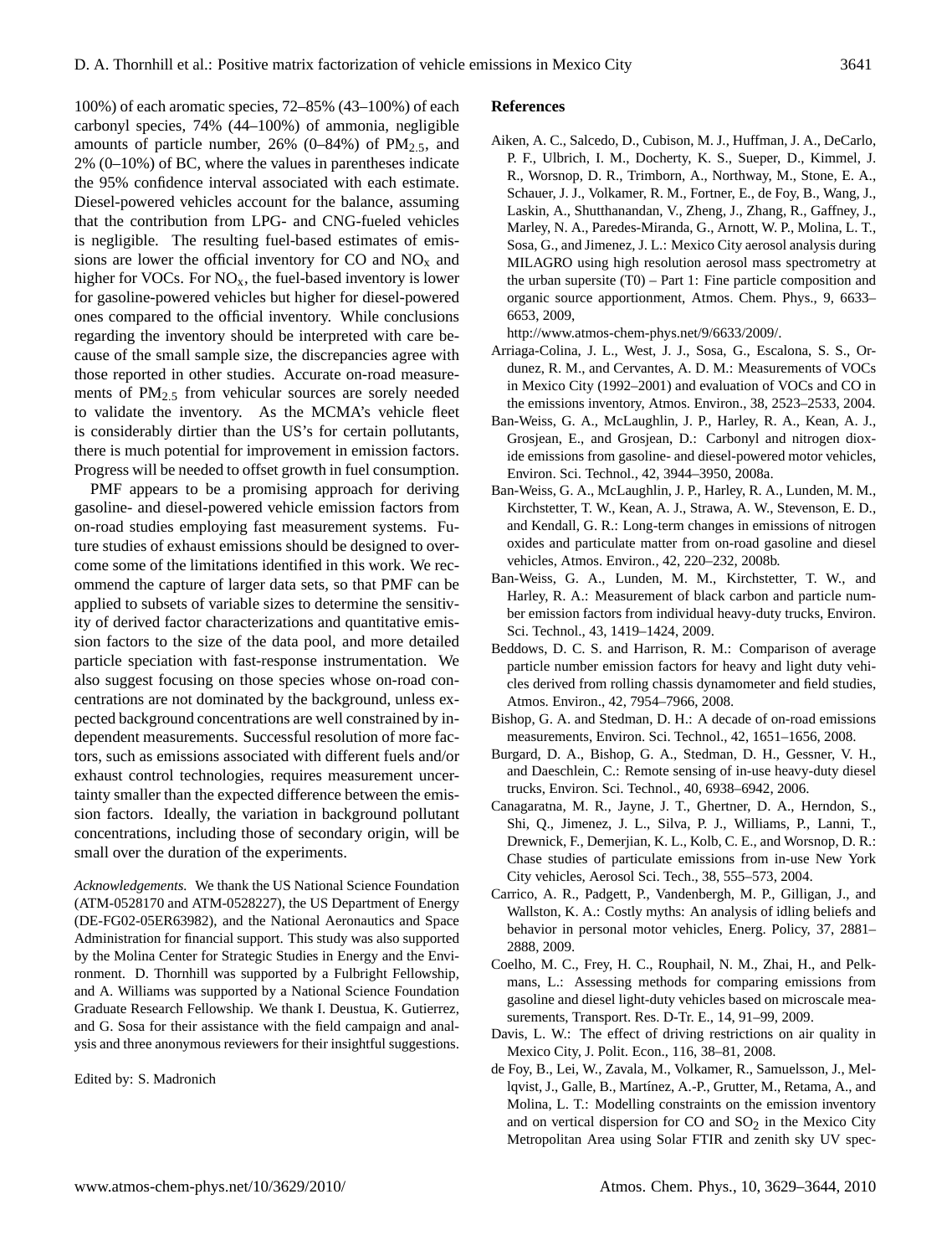100%) of each aromatic species, 72–85% (43–100%) of each carbonyl species, 74% (44–100%) of ammonia, negligible amounts of particle number, 26% (0–84%) of $PM_{2.5}$, and 2% (0–10%) of BC, where the values in parentheses indicate the 95% confidence interval associated with each estimate. Diesel-powered vehicles account for the balance, assuming that the contribution from LPG- and CNG-fueled vehicles is negligible. The resulting fuel-based estimates of emissions are lower the official inventory for CO and $NO_x$ and higher for VOCs. For $NO_x$, the fuel-based inventory is lower for gasoline-powered vehicles but higher for diesel-powered ones compared to the official inventory. While conclusions regarding the inventory should be interpreted with care because of the small sample size, the discrepancies agree with those reported in other studies. Accurate on-road measurements of $PM_{2.5}$ from vehicular sources are sorely needed to validate the inventory. As the MCMA's vehicle fleet is considerably dirtier than the US's for certain pollutants, there is much potential for improvement in emission factors. Progress will be needed to offset growth in fuel consumption.

PMF appears to be a promising approach for deriving gasoline- and diesel-powered vehicle emission factors from on-road studies employing fast measurement systems. Future studies of exhaust emissions should be designed to overcome some of the limitations identified in this work. We recommend the capture of larger data sets, so that PMF can be applied to subsets of variable sizes to determine the sensitivity of derived factor characterizations and quantitative emission factors to the size of the data pool, and more detailed particle speciation with fast-response instrumentation. We also suggest focusing on those species whose on-road concentrations are not dominated by the background, unless expected background concentrations are well constrained by independent measurements. Successful resolution of more factors, such as emissions associated with different fuels and/or exhaust control technologies, requires measurement uncertainty smaller than the expected difference between the emission factors. Ideally, the variation in background pollutant concentrations, including those of secondary origin, will be small over the duration of the experiments.

*Acknowledgements.* We thank the US National Science Foundation (ATM-0528170 and ATM-0528227), the US Department of Energy (DE-FG02-05ER63982), and the National Aeronautics and Space Administration for financial support. This study was also supported by the Molina Center for Strategic Studies in Energy and the Environment. D. Thornhill was supported by a Fulbright Fellowship, and A. Williams was supported by a National Science Foundation Graduate Research Fellowship. We thank I. Deustua, K. Gutierrez, and G. Sosa for their assistance with the field campaign and analysis and three anonymous reviewers for their insightful suggestions.

Edited by: S. Madronich

## References

Aiken, A. C., Salcedo, D., Cubison, M. J., Huffman, J. A., DeCarlo, P. F., Ulbrich, I. M., Docherty, K. S., Sueper, D., Kimmel, J. R., Worsnop, D. R., Trimborn, A., Northway, M., Stone, E. A., Schauer, J. J., Volkamer, R. M., Fortner, E., de Foy, B., Wang, J., Laskin, A., Shutthanandan, V., Zheng, J., Zhang, R., Gaffney, J., Marley, N. A., Paredes-Miranda, G., Arnott, W. P., Molina, L. T., Sosa, G., and Jimenez, J. L.: Mexico City aerosol analysis during MILAGRO using high resolution aerosol mass spectrometry at the urban supersite (T0) – Part 1: Fine particle composition and organic source apportionment, Atmos. Chem. Phys., 9, 6633–6653, 2009, http://www.atmos-chem-phys.net/9/6633/2009/.

Arriaga-Colina, J. L., West, J. J., Sosa, G., Escalona, S. S., Ordunez, R. M., and Cervantes, A. D. M.: Measurements of VOCs in Mexico City (1992–2001) and evaluation of VOCs and CO in the emissions inventory, Atmos. Environ., 38, 2523–2533, 2004.

Ban-Weiss, G. A., McLaughlin, J. P., Harley, R. A., Kean, A. J., Grosjean, E., and Grosjean, D.: Carbonyl and nitrogen dioxide emissions from gasoline- and diesel-powered motor vehicles, Environ. Sci. Technol., 42, 3944–3950, 2008a.

Ban-Weiss, G. A., McLaughlin, J. P., Harley, R. A., Lunden, M. M., Kirchstetter, T. W., Kean, A. J., Strawa, A. W., Stevenson, E. D., and Kendall, G. R.: Long-term changes in emissions of nitrogen oxides and particulate matter from on-road gasoline and diesel vehicles, Atmos. Environ., 42, 220–232, 2008b.

Ban-Weiss, G. A., Lunden, M. M., Kirchstetter, T. W., and Harley, R. A.: Measurement of black carbon and particle number emission factors from individual heavy-duty trucks, Environ. Sci. Technol., 43, 1419–1424, 2009.

Beddows, D. C. S. and Harrison, R. M.: Comparison of average particle number emission factors for heavy and light duty vehicles derived from rolling chassis dynamometer and field studies, Atmos. Environ., 42, 7954–7966, 2008.

Bishop, G. A. and Stedman, D. H.: A decade of on-road emissions measurements, Environ. Sci. Technol., 42, 1651–1656, 2008.

Burgard, D. A., Bishop, G. A., Stedman, D. H., Gessner, V. H., and Daeschlein, C.: Remote sensing of in-use heavy-duty diesel trucks, Environ. Sci. Technol., 40, 6938–6942, 2006.

Canagaratna, M. R., Jayne, J. T., Ghertner, D. A., Herndon, S., Shi, Q., Jimenez, J. L., Silva, P. J., Williams, P., Lanni, T., Drewnick, F., Demerjian, K. L., Kolb, C. E., and Worsnop, D. R.: Chase studies of particulate emissions from in-use New York City vehicles, Aerosol Sci. Tech., 38, 555–573, 2004.

Carrico, A. R., Padgett, P., Vandenbergh, M. P., Gilligan, J., and Wallston, K. A.: Costly myths: An analysis of idling beliefs and behavior in personal motor vehicles, Energ. Policy, 37, 2881–2888, 2009.

Coelho, M. C., Frey, H. C., Rouphail, N. M., Zhai, H., and Pelkmans, L.: Assessing methods for comparing emissions from gasoline and diesel light-duty vehicles based on microscale measurements, Transport. Res. D-Tr. E., 14, 91–99, 2009.

Davis, L. W.: The effect of driving restrictions on air quality in Mexico City, J. Polit. Econ., 116, 38–81, 2008.

de Foy, B., Lei, W., Zavala, M., Volkamer, R., Samuelsson, J., Mellqvist, J., Galle, B., Martínez, A.-P., Grutter, M., Retama, A., and Molina, L. T.: Modelling constraints on the emission inventory and on vertical dispersion for CO and $SO_2$ in the Mexico City Metropolitan Area using Solar FTIR and zenith sky UV spec-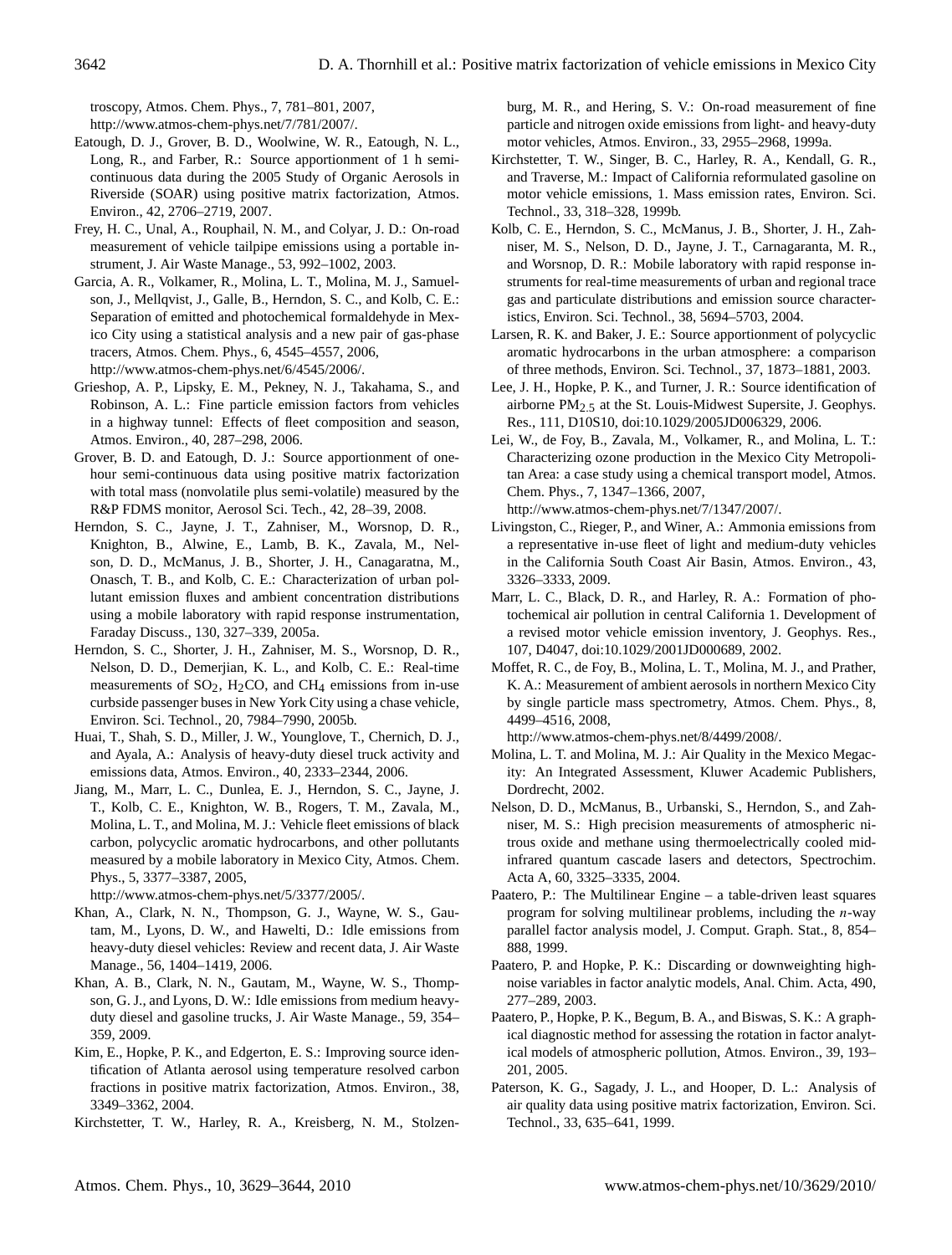troscopy, Atmos. Chem. Phys., 7, 781–801, 2007, http://www.atmos-chem-phys.net/7/781/2007/.

Eatough, D. J., Grover, B. D., Woolwine, W. R., Eatough, N. L., Long, R., and Farber, R.: Source apportionment of 1 h semi-continuous data during the 2005 Study of Organic Aerosols in Riverside (SOAR) using positive matrix factorization, Atmos. Environ., 42, 2706–2719, 2007.

Frey, H. C., Unal, A., Rouphail, N. M., and Colyar, J. D.: On-road measurement of vehicle tailpipe emissions using a portable instrument, J. Air Waste Manage., 53, 992–1002, 2003.

Garcia, A. R., Volkamer, R., Molina, L. T., Molina, M. J., Samuelson, J., Mellqvist, J., Galle, B., Herndon, S. C., and Kolb, C. E.: Separation of emitted and photochemical formaldehyde in Mexico City using a statistical analysis and a new pair of gas-phase tracers, Atmos. Chem. Phys., 6, 4545–4557, 2006, http://www.atmos-chem-phys.net/6/4545/2006/.

Grieshop, A. P., Lipsky, E. M., Pekney, N. J., Takahama, S., and Robinson, A. L.: Fine particle emission factors from vehicles in a highway tunnel: Effects of fleet composition and season, Atmos. Environ., 40, 287–298, 2006.

Grover, B. D. and Eatough, D. J.: Source apportionment of one-hour semi-continuous data using positive matrix factorization with total mass (nonvolatile plus semi-volatile) measured by the R&P FDMS monitor, Aerosol Sci. Tech., 42, 28–39, 2008.

Herndon, S. C., Jayne, J. T., Zahniser, M., Worsnop, D. R., Knighton, B., Alwine, E., Lamb, B. K., Zavala, M., Nelson, D. D., McManus, J. B., Shorter, J. H., Canagaratna, M., Onasch, T. B., and Kolb, C. E.: Characterization of urban pollutant emission fluxes and ambient concentration distributions using a mobile laboratory with rapid response instrumentation, Faraday Discuss., 130, 327–339, 2005a.

Herndon, S. C., Shorter, J. H., Zahniser, M. S., Worsnop, D. R., Nelson, D. D., Demerjian, K. L., and Kolb, C. E.: Real-time measurements of $SO_2$, $H_2CO$, and $CH_4$ emissions from in-use curbside passenger buses in New York City using a chase vehicle, Environ. Sci. Technol., 20, 7984–7990, 2005b.

Huai, T., Shah, S. D., Miller, J. W., Younglove, T., Chernich, D. J., and Ayala, A.: Analysis of heavy-duty diesel truck activity and emissions data, Atmos. Environ., 40, 2333–2344, 2006.

Jiang, M., Marr, L. C., Dunlea, E. J., Herndon, S. C., Jayne, J. T., Kolb, C. E., Knighton, W. B., Rogers, T. M., Zavala, M., Molina, L. T., and Molina, M. J.: Vehicle fleet emissions of black carbon, polycyclic aromatic hydrocarbons, and other pollutants measured by a mobile laboratory in Mexico City, Atmos. Chem. Phys., 5, 3377–3387, 2005, http://www.atmos-chem-phys.net/5/3377/2005/.

Khan, A., Clark, N. N., Thompson, G. J., Wayne, W. S., Gautam, M., Lyons, D. W., and Hawelti, D.: Idle emissions from heavy-duty diesel vehicles: Review and recent data, J. Air Waste Manage., 56, 1404–1419, 2006.

Khan, A. B., Clark, N. N., Gautam, M., Wayne, W. S., Thompson, G. J., and Lyons, D. W.: Idle emissions from medium heavy-duty diesel and gasoline trucks, J. Air Waste Manage., 59, 354–359, 2009.

Kim, E., Hopke, P. K., and Edgerton, E. S.: Improving source identification of Atlanta aerosol using temperature resolved carbon fractions in positive matrix factorization, Atmos. Environ., 38, 3349–3362, 2004.

Kirchstetter, T. W., Harley, R. A., Kreisberg, N. M., Stolzenburg, M. R., and Hering, S. V.: On-road measurement of fine particle and nitrogen oxide emissions from light- and heavy-duty motor vehicles, Atmos. Environ., 33, 2955–2968, 1999a.

Kirchstetter, T. W., Singer, B. C., Harley, R. A., Kendall, G. R., and Traverse, M.: Impact of California reformulated gasoline on motor vehicle emissions, 1. Mass emission rates, Environ. Sci. Technol., 33, 318–328, 1999b.

Kolb, C. E., Herndon, S. C., McManus, J. B., Shorter, J. H., Zahniser, M. S., Nelson, D. D., Jayne, J. T., Carnagaranta, M. R., and Worsnop, D. R.: Mobile laboratory with rapid response instruments for real-time measurements of urban and regional trace gas and particulate distributions and emission source characteristics, Environ. Sci. Technol., 38, 5694–5703, 2004.

Larsen, R. K. and Baker, J. E.: Source apportionment of polycyclic aromatic hydrocarbons in the urban atmosphere: a comparison of three methods, Environ. Sci. Technol., 37, 1873–1881, 2003.

Lee, J. H., Hopke, P. K., and Turner, J. R.: Source identification of airborne $PM_{2.5}$ at the St. Louis-Midwest Supersite, J. Geophys. Res., 111, D10S10, doi:10.1029/2005JD006329, 2006.

Lei, W., de Foy, B., Zavala, M., Volkamer, R., and Molina, L. T.: Characterizing ozone production in the Mexico City Metropolitan Area: a case study using a chemical transport model, Atmos. Chem. Phys., 7, 1347–1366, 2007, http://www.atmos-chem-phys.net/7/1347/2007/.

Livingston, C., Rieger, P., and Winer, A.: Ammonia emissions from a representative in-use fleet of light and medium-duty vehicles in the California South Coast Air Basin, Atmos. Environ., 43, 3326–3333, 2009.

Marr, L. C., Black, D. R., and Harley, R. A.: Formation of photochemical air pollution in central California 1. Development of a revised motor vehicle emission inventory, J. Geophys. Res., 107, D4047, doi:10.1029/2001JD000689, 2002.

Moffet, R. C., de Foy, B., Molina, L. T., Molina, M. J., and Prather, K. A.: Measurement of ambient aerosols in northern Mexico City by single particle mass spectrometry, Atmos. Chem. Phys., 8, 4499–4516, 2008, http://www.atmos-chem-phys.net/8/4499/2008/.

Molina, L. T. and Molina, M. J.: Air Quality in the Mexico Megacity: An Integrated Assessment, Kluwer Academic Publishers, Dordrecht, 2002.

Nelson, D. D., McManus, B., Urbanski, S., Herndon, S., and Zahniser, M. S.: High precision measurements of atmospheric nitrous oxide and methane using thermoelectrically cooled mid-infrared quantum cascade lasers and detectors, Spectrochim. Acta A, 60, 3325–3335, 2004.

Paatero, P.: The Multilinear Engine – a table-driven least squares program for solving multilinear problems, including the *n*-way parallel factor analysis model, J. Comput. Graph. Stat., 8, 854–888, 1999.

Paatero, P. and Hopke, P. K.: Discarding or downweighting high-noise variables in factor analytic models, Anal. Chim. Acta, 490, 277–289, 2003.

Paatero, P., Hopke, P. K., Begum, B. A., and Biswas, S. K.: A graphical diagnostic method for assessing the rotation in factor analytical models of atmospheric pollution, Atmos. Environ., 39, 193–201, 2005.

Paterson, K. G., Sagady, J. L., and Hooper, D. L.: Analysis of air quality data using positive matrix factorization, Environ. Sci. Technol., 33, 635–641, 1999.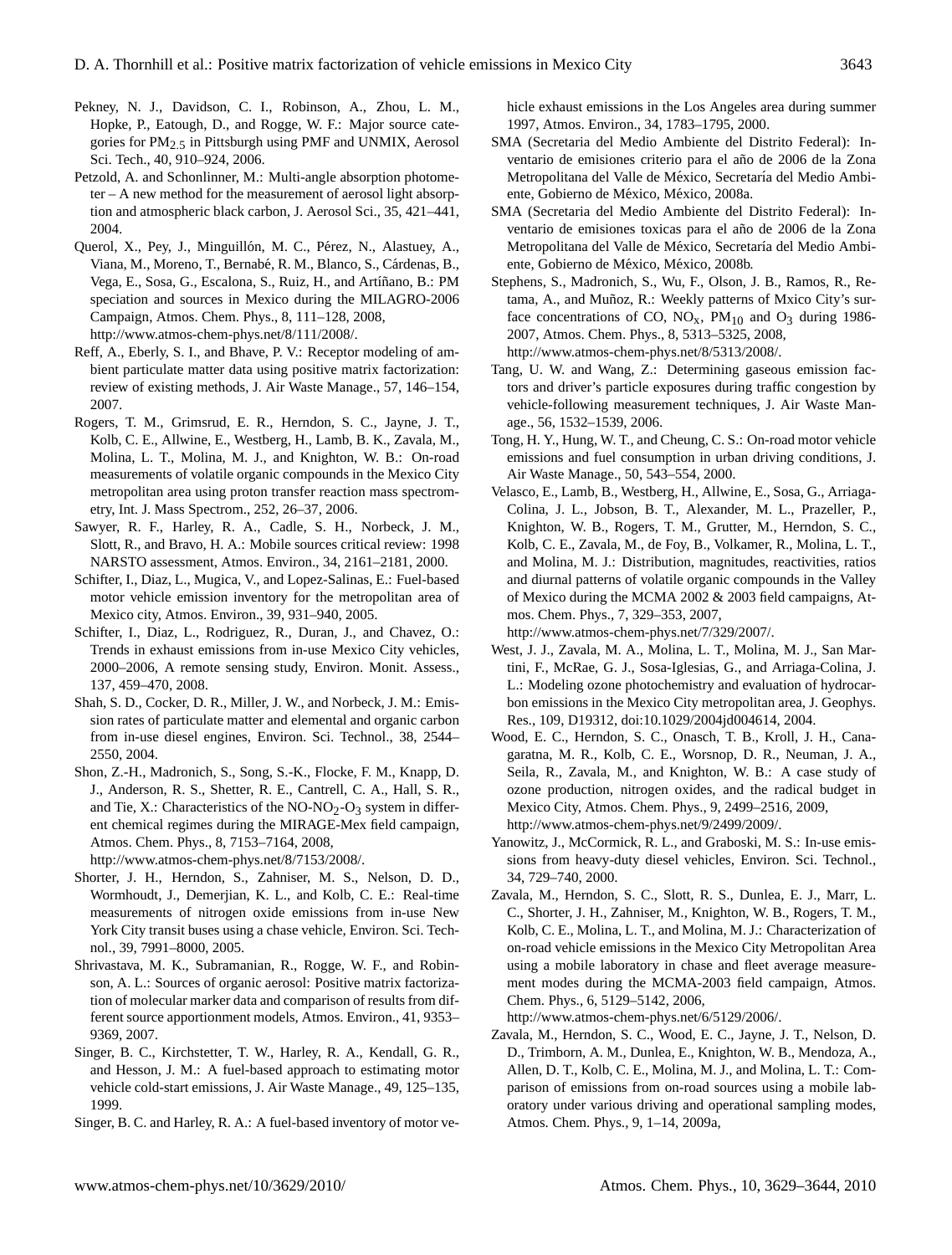Pekney, N. J., Davidson, C. I., Robinson, A., Zhou, L. M., Hopke, P., Eatough, D., and Rogge, W. F.: Major source categories for $PM_{2.5}$ in Pittsburgh using PMF and UNMIX, Aerosol Sci. Tech., 40, 910–924, 2006.

Petzold, A. and Schonlinner, M.: Multi-angle absorption photometer – A new method for the measurement of aerosol light absorption and atmospheric black carbon, J. Aerosol Sci., 35, 421–441, 2004.

Querol, X., Pey, J., Minguillón, M. C., Pérez, N., Alastuey, A., Viana, M., Moreno, T., Bernabé, R. M., Blanco, S., Cárdenas, B., Vega, E., Sosa, G., Escalona, S., Ruiz, H., and Artíñano, B.: PM speciation and sources in Mexico during the MILAGRO-2006 Campaign, Atmos. Chem. Phys., 8, 111–128, 2008, http://www.atmos-chem-phys.net/8/111/2008/.

Reff, A., Eberly, S. I., and Bhave, P. V.: Receptor modeling of ambient particulate matter data using positive matrix factorization: review of existing methods, J. Air Waste Manage., 57, 146–154, 2007.

Rogers, T. M., Grimsrud, E. R., Herndon, S. C., Jayne, J. T., Kolb, C. E., Allwine, E., Westberg, H., Lamb, B. K., Zavala, M., Molina, L. T., Molina, M. J., and Knighton, W. B.: On-road measurements of volatile organic compounds in the Mexico City metropolitan area using proton transfer reaction mass spectrometry, Int. J. Mass Spectrom., 252, 26–37, 2006.

Sawyer, R. F., Harley, R. A., Cadle, S. H., Norbeck, J. M., Slott, R., and Bravo, H. A.: Mobile sources critical review: 1998 NARSTO assessment, Atmos. Environ., 34, 2161–2181, 2000.

Schifter, I., Diaz, L., Mugica, V., and Lopez-Salinas, E.: Fuel-based motor vehicle emission inventory for the metropolitan area of Mexico city, Atmos. Environ., 39, 931–940, 2005.

Schifter, I., Diaz, L., Rodriguez, R., Duran, J., and Chavez, O.: Trends in exhaust emissions from in-use Mexico City vehicles, 2000–2006, A remote sensing study, Environ. Monit. Assess., 137, 459–470, 2008.

Shah, S. D., Cocker, D. R., Miller, J. W., and Norbeck, J. M.: Emission rates of particulate matter and elemental and organic carbon from in-use diesel engines, Environ. Sci. Technol., 38, 2544–2550, 2004.

Shon, Z.-H., Madronich, S., Song, S.-K., Flocke, F. M., Knapp, D. J., Anderson, R. S., Shetter, R. E., Cantrell, C. A., Hall, S. R., and Tie, X.: Characteristics of the $NO$-$NO_2$-$O_3$ system in different chemical regimes during the MIRAGE-Mex field campaign, Atmos. Chem. Phys., 8, 7153–7164, 2008, http://www.atmos-chem-phys.net/8/7153/2008/.

Shorter, J. H., Herndon, S., Zahniser, M. S., Nelson, D. D., Wormhoudt, J., Demerjian, K. L., and Kolb, C. E.: Real-time measurements of nitrogen oxide emissions from in-use New York City transit buses using a chase vehicle, Environ. Sci. Technol., 39, 7991–8000, 2005.

Shrivastava, M. K., Subramanian, R., Rogge, W. F., and Robinson, A. L.: Sources of organic aerosol: Positive matrix factorization of molecular marker data and comparison of results from different source apportionment models, Atmos. Environ., 41, 9353–9369, 2007.

Singer, B. C., Kirchstetter, T. W., Harley, R. A., Kendall, G. R., and Hesson, J. M.: A fuel-based approach to estimating motor vehicle cold-start emissions, J. Air Waste Manage., 49, 125–135, 1999.

Singer, B. C. and Harley, R. A.: A fuel-based inventory of motor vehicle exhaust emissions in the Los Angeles area during summer 1997, Atmos. Environ., 34, 1783–1795, 2000.

SMA (Secretaria del Medio Ambiente del Distrito Federal): Inventario de emisiones criterio para el año de 2006 de la Zona Metropolitana del Valle de México, Secretaría del Medio Ambiente, Gobierno de México, México, 2008a.

SMA (Secretaria del Medio Ambiente del Distrito Federal): Inventario de emisiones toxicas para el año de 2006 de la Zona Metropolitana del Valle de México, Secretaría del Medio Ambiente, Gobierno de México, México, 2008b.

Stephens, S., Madronich, S., Wu, F., Olson, J. B., Ramos, R., Retama, A., and Muñoz, R.: Weekly patterns of Mxico City's surface concentrations of CO, $NO_x$, $PM_{10}$ and $O_3$ during 1986-2007, Atmos. Chem. Phys., 8, 5313–5325, 2008, http://www.atmos-chem-phys.net/8/5313/2008/.

Tang, U. W. and Wang, Z.: Determining gaseous emission factors and driver's particle exposures during traffic congestion by vehicle-following measurement techniques, J. Air Waste Manage., 56, 1532–1539, 2006.

Tong, H. Y., Hung, W. T., and Cheung, C. S.: On-road motor vehicle emissions and fuel consumption in urban driving conditions, J. Air Waste Manage., 50, 543–554, 2000.

Velasco, E., Lamb, B., Westberg, H., Allwine, E., Sosa, G., Arriaga-Colina, J. L., Jobson, B. T., Alexander, M. L., Prazeller, P., Knighton, W. B., Rogers, T. M., Grutter, M., Herndon, S. C., Kolb, C. E., Zavala, M., de Foy, B., Volkamer, R., Molina, L. T., and Molina, M. J.: Distribution, magnitudes, reactivities, ratios and diurnal patterns of volatile organic compounds in the Valley of Mexico during the MCMA 2002 & 2003 field campaigns, Atmos. Chem. Phys., 7, 329–353, 2007, http://www.atmos-chem-phys.net/7/329/2007/.

West, J. J., Zavala, M. A., Molina, L. T., Molina, M. J., San Martini, F., McRae, G. J., Sosa-Iglesias, G., and Arriaga-Colina, J. L.: Modeling ozone photochemistry and evaluation of hydrocarbon emissions in the Mexico City metropolitan area, J. Geophys. Res., 109, D19312, doi:10.1029/2004jd004614, 2004.

Wood, E. C., Herndon, S. C., Onasch, T. B., Kroll, J. H., Canagaratna, M. R., Kolb, C. E., Worsnop, D. R., Neuman, J. A., Seila, R., Zavala, M., and Knighton, W. B.: A case study of ozone production, nitrogen oxides, and the radical budget in Mexico City, Atmos. Chem. Phys., 9, 2499–2516, 2009, http://www.atmos-chem-phys.net/9/2499/2009/.

Yanowitz, J., McCormick, R. L., and Graboski, M. S.: In-use emissions from heavy-duty diesel vehicles, Environ. Sci. Technol., 34, 729–740, 2000.

Zavala, M., Herndon, S. C., Slott, R. S., Dunlea, E. J., Marr, L. C., Shorter, J. H., Zahniser, M., Knighton, W. B., Rogers, T. M., Kolb, C. E., Molina, L. T., and Molina, M. J.: Characterization of on-road vehicle emissions in the Mexico City Metropolitan Area using a mobile laboratory in chase and fleet average measurement modes during the MCMA-2003 field campaign, Atmos. Chem. Phys., 6, 5129–5142, 2006, http://www.atmos-chem-phys.net/6/5129/2006/.

Zavala, M., Herndon, S. C., Wood, E. C., Jayne, J. T., Nelson, D. D., Trimborn, A. M., Dunlea, E., Knighton, W. B., Mendoza, A., Allen, D. T., Kolb, C. E., Molina, M. J., and Molina, L. T.: Comparison of emissions from on-road sources using a mobile laboratory under various driving and operational sampling modes, Atmos. Chem. Phys., 9, 1–14, 2009a,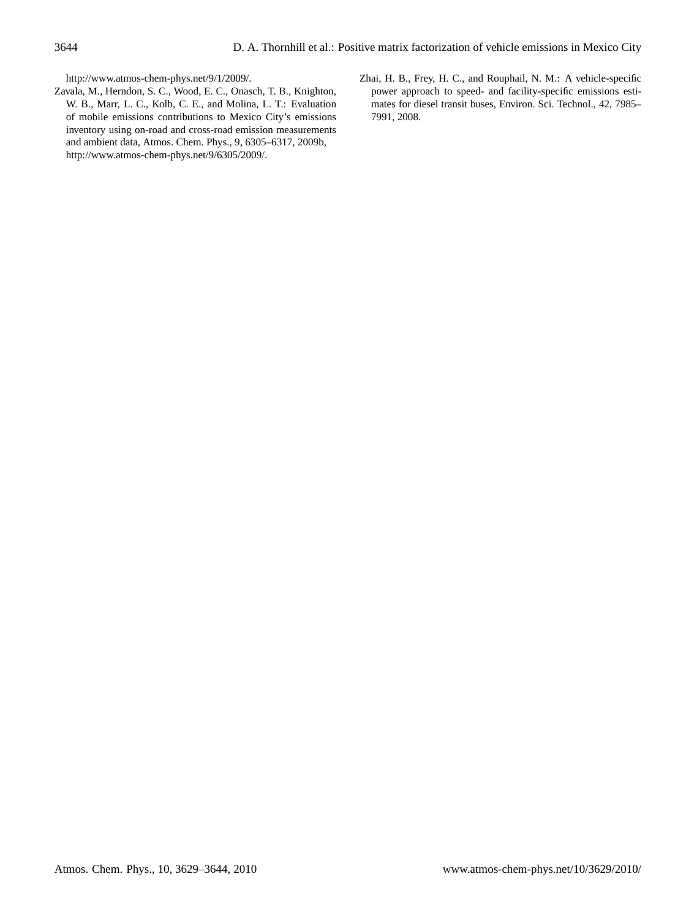http://www.atmos-chem-phys.net/9/1/2009/.

Zavala, M., Herndon, S. C., Wood, E. C., Onasch, T. B., Knighton, W. B., Marr, L. C., Kolb, C. E., and Molina, L. T.: Evaluation of mobile emissions contributions to Mexico City's emissions inventory using on-road and cross-road emission measurements and ambient data, Atmos. Chem. Phys., 9, 6305–6317, 2009b, http://www.atmos-chem-phys.net/9/6305/2009/.

Zhai, H. B., Frey, H. C., and Rouphail, N. M.: A vehicle-specific power approach to speed- and facility-specific emissions estimates for diesel transit buses, Environ. Sci. Technol., 42, 7985–7991, 2008.